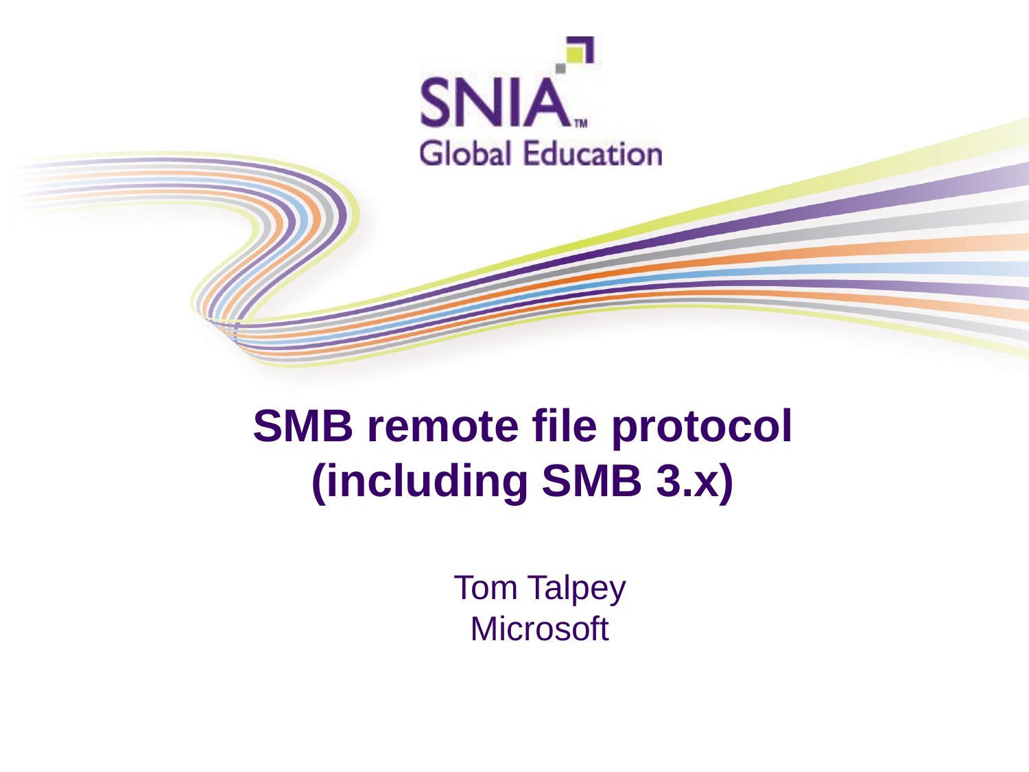SNIA Global Education

# SMB remote file protocol (including SMB 3.x)

Tom Talpey
Microsoft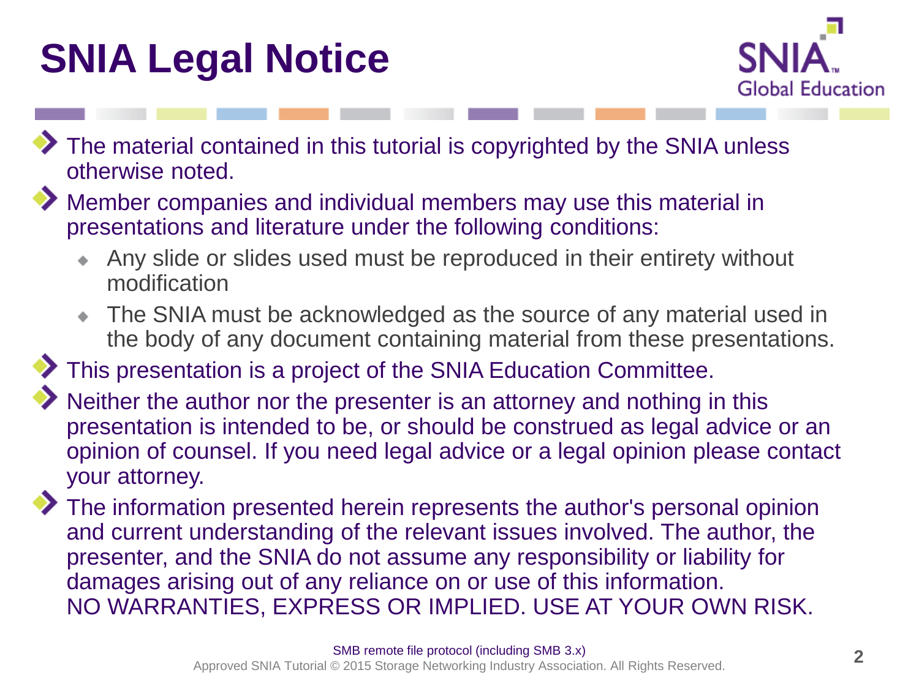# SNIA Legal Notice

- The material contained in this tutorial is copyrighted by the SNIA unless otherwise noted.
- Member companies and individual members may use this material in presentations and literature under the following conditions:
  - Any slide or slides used must be reproduced in their entirety without modification
  - The SNIA must be acknowledged as the source of any material used in the body of any document containing material from these presentations.
- This presentation is a project of the SNIA Education Committee.
- Neither the author nor the presenter is an attorney and nothing in this presentation is intended to be, or should be construed as legal advice or an opinion of counsel. If you need legal advice or a legal opinion please contact your attorney.
- The information presented herein represents the author's personal opinion and current understanding of the relevant issues involved. The author, the presenter, and the SNIA do not assume any responsibility or liability for damages arising out of any reliance on or use of this information.
  NO WARRANTIES, EXPRESS OR IMPLIED. USE AT YOUR OWN RISK.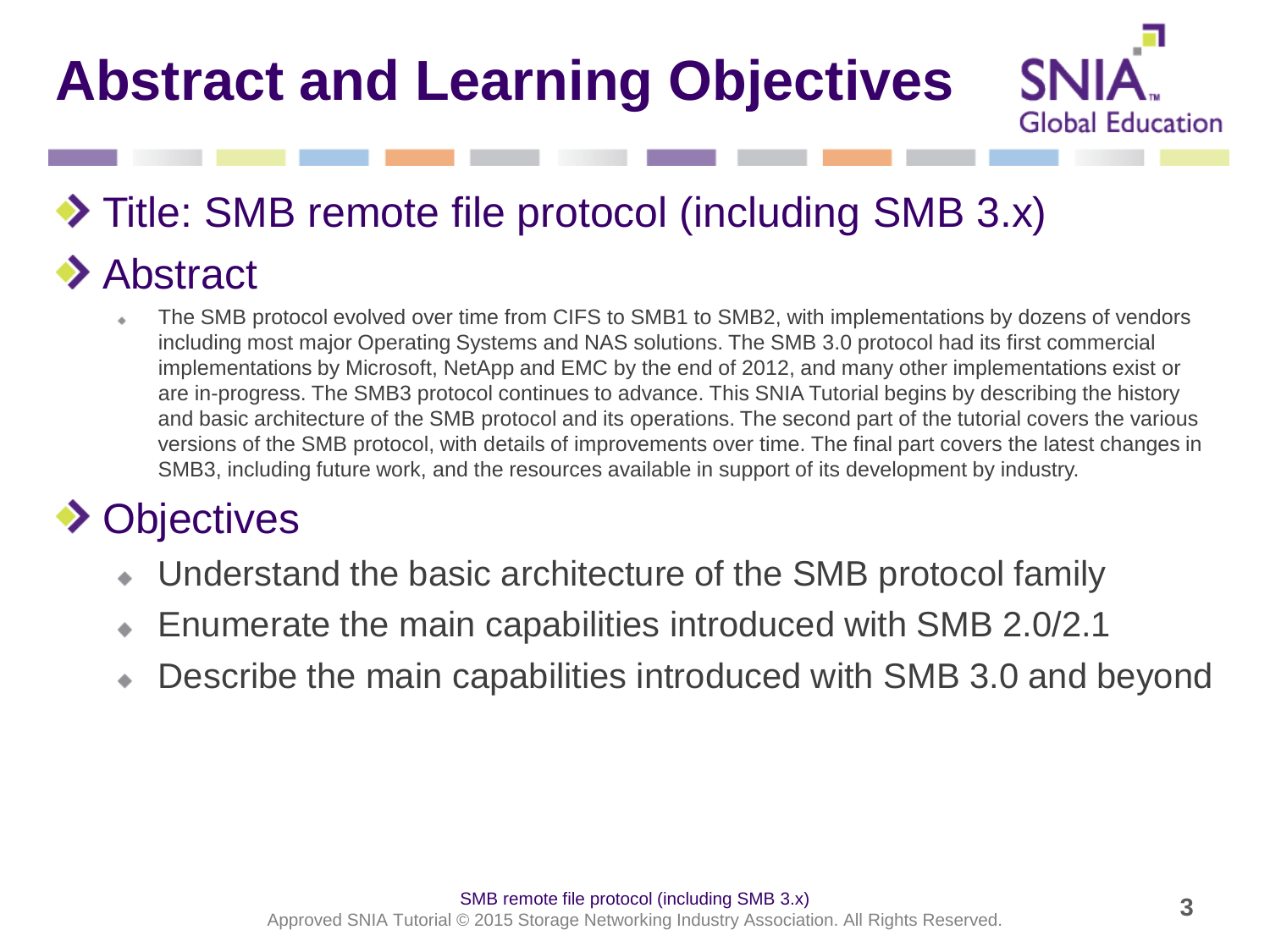# Abstract and Learning Objectives

- **Title: SMB remote file protocol (including SMB 3.x)**
- **Abstract**
  - The SMB protocol evolved over time from CIFS to SMB1 to SMB2, with implementations by dozens of vendors including most major Operating Systems and NAS solutions. The SMB 3.0 protocol had its first commercial implementations by Microsoft, NetApp and EMC by the end of 2012, and many other implementations exist or are in-progress. The SMB3 protocol continues to advance. This SNIA Tutorial begins by describing the history and basic architecture of the SMB protocol and its operations. The second part of the tutorial covers the various versions of the SMB protocol, with details of improvements over time. The final part covers the latest changes in SMB3, including future work, and the resources available in support of its development by industry.
- **Objectives**
  - Understand the basic architecture of the SMB protocol family
  - Enumerate the main capabilities introduced with SMB 2.0/2.1
  - Describe the main capabilities introduced with SMB 3.0 and beyond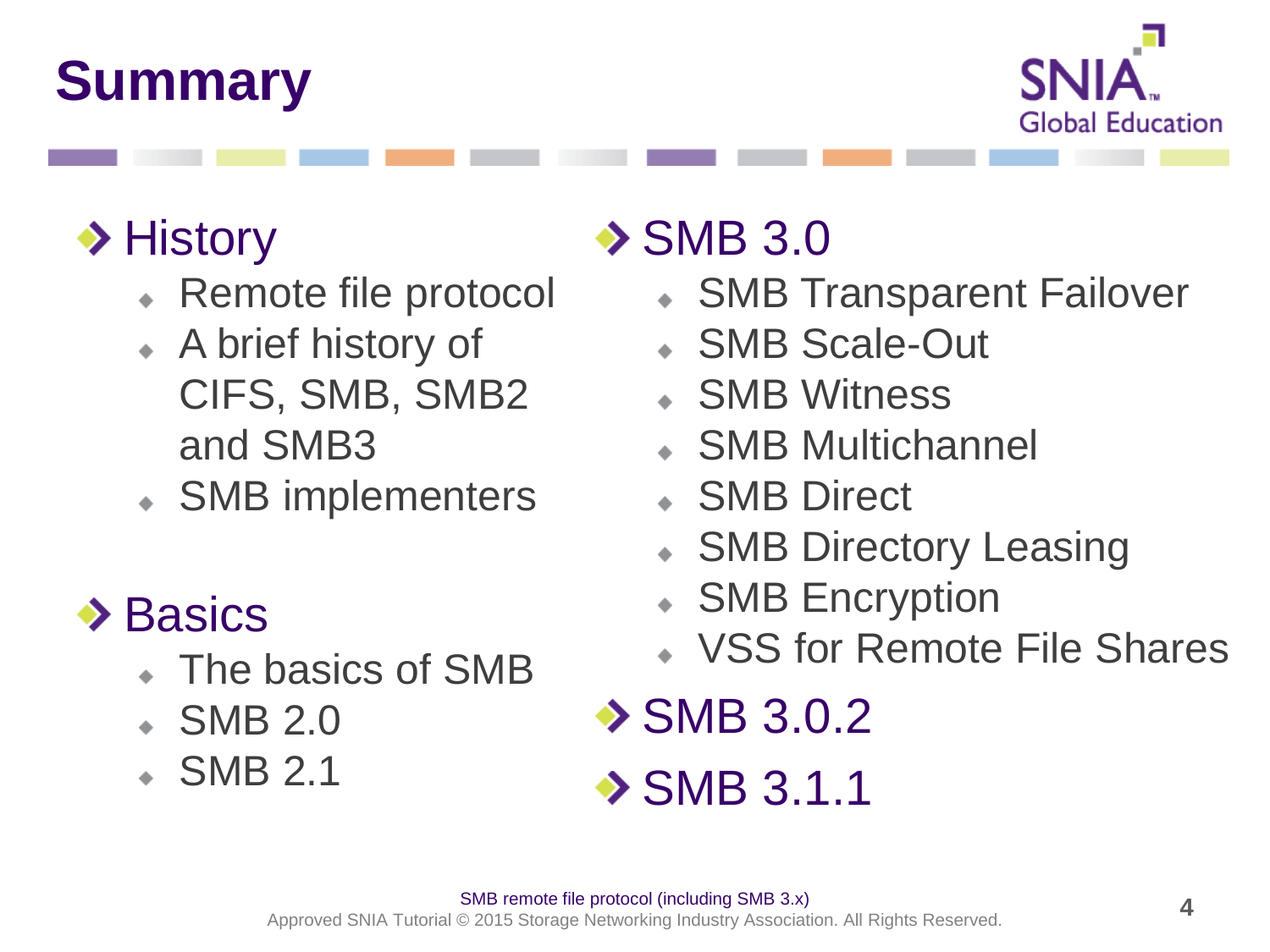# Summary

- History
  - Remote file protocol
  - A brief history of CIFS, SMB, SMB2 and SMB3
  - SMB implementers
- Basics
  - The basics of SMB
  - SMB 2.0
  - SMB 2.1
- SMB 3.0
  - SMB Transparent Failover
  - SMB Scale-Out
  - SMB Witness
  - SMB Multichannel
  - SMB Direct
  - SMB Directory Leasing
  - SMB Encryption
  - VSS for Remote File Shares
- SMB 3.0.2
- SMB 3.1.1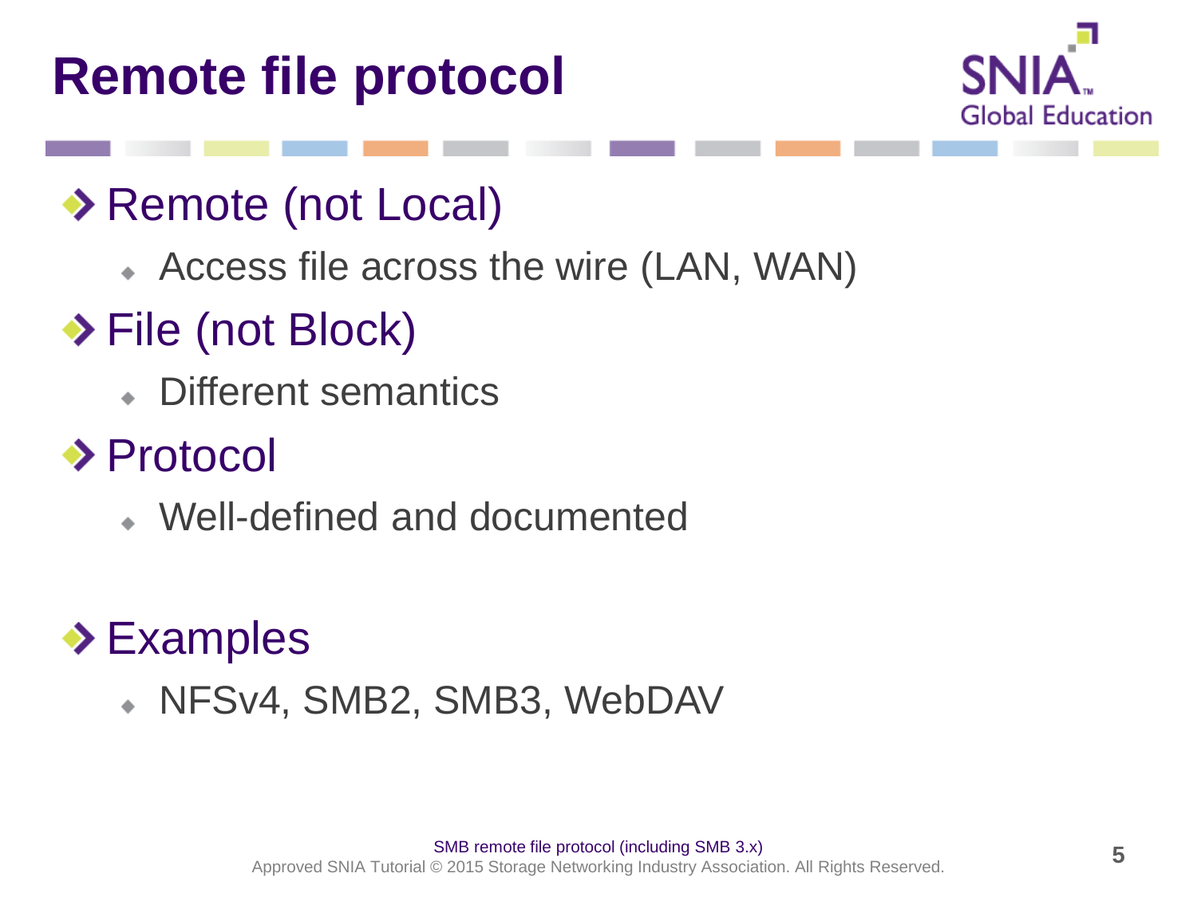# Remote file protocol

- Remote (not Local)
  - Access file across the wire (LAN, WAN)
- File (not Block)
  - Different semantics
- Protocol
  - Well-defined and documented
- Examples
  - NFSv4, SMB2, SMB3, WebDAV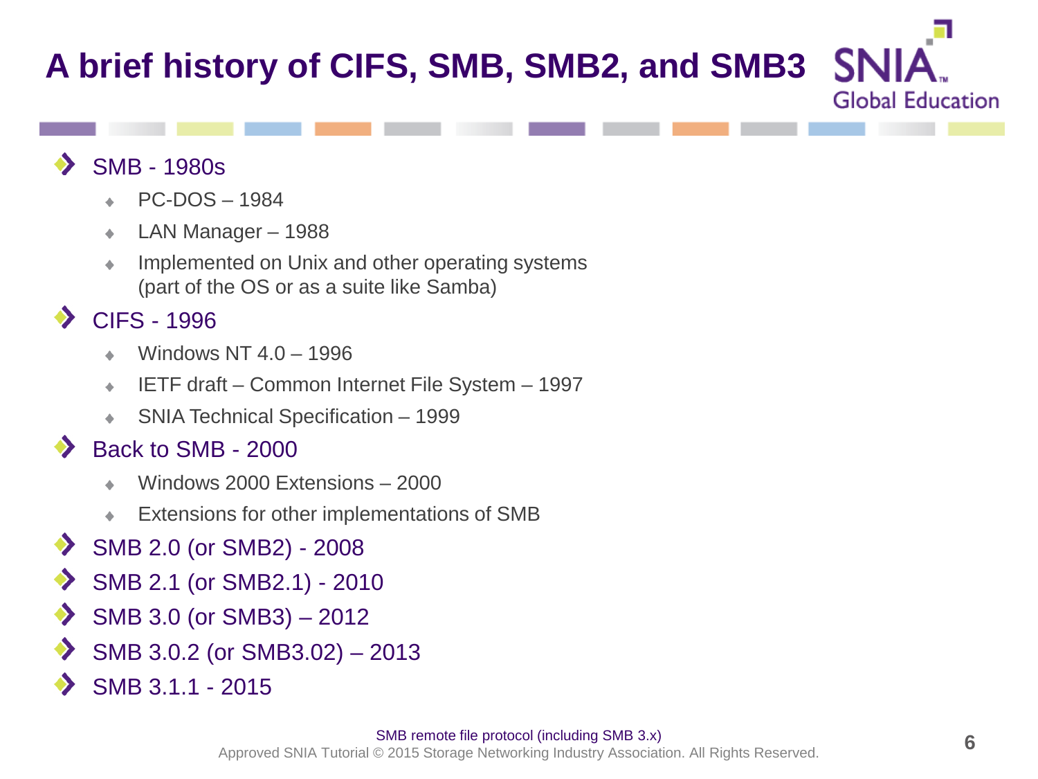# A brief history of CIFS, SMB, SMB2, and SMB3

- SMB - 1980s
  - PC-DOS – 1984
  - LAN Manager – 1988
  - Implemented on Unix and other operating systems (part of the OS or as a suite like Samba)
- CIFS - 1996
  - Windows NT 4.0 – 1996
  - IETF draft – Common Internet File System – 1997
  - SNIA Technical Specification – 1999
- Back to SMB - 2000
  - Windows 2000 Extensions – 2000
  - Extensions for other implementations of SMB
- SMB 2.0 (or SMB2) - 2008
- SMB 2.1 (or SMB2.1) - 2010
- SMB 3.0 (or SMB3) – 2012
- SMB 3.0.2 (or SMB3.02) – 2013
- SMB 3.1.1 - 2015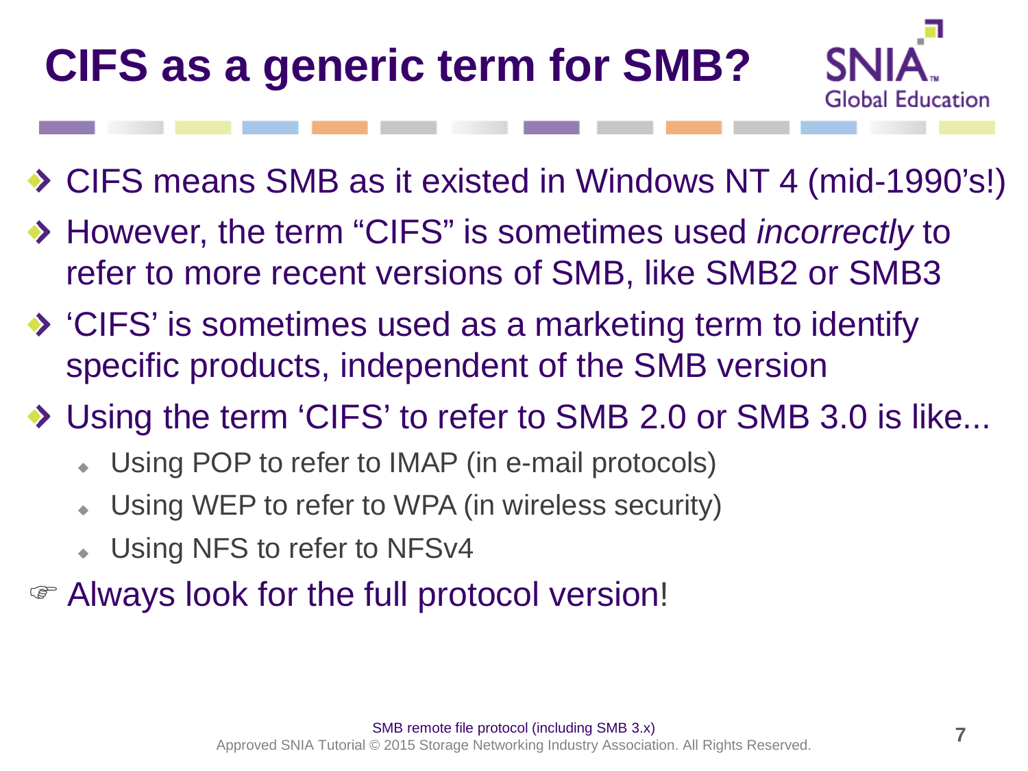# CIFS as a generic term for SMB?

- CIFS means SMB as it existed in Windows NT 4 (mid-1990's!)
- However, the term "CIFS" is sometimes used *incorrectly* to refer to more recent versions of SMB, like SMB2 or SMB3
- 'CIFS' is sometimes used as a marketing term to identify specific products, independent of the SMB version
- Using the term 'CIFS' to refer to SMB 2.0 or SMB 3.0 is like...
  - Using POP to refer to IMAP (in e-mail protocols)
  - Using WEP to refer to WPA (in wireless security)
  - Using NFS to refer to NFSv4

☞ Always look for the full protocol version!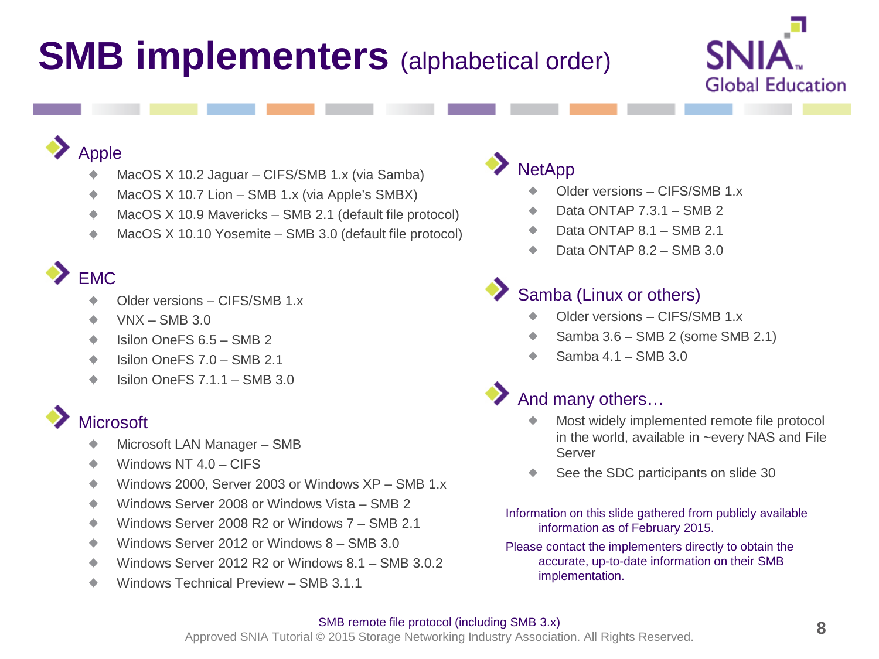# SMB implementers (alphabetical order)

## Apple

- MacOS X 10.2 Jaguar – CIFS/SMB 1.x (via Samba)
- MacOS X 10.7 Lion – SMB 1.x (via Apple's SMBX)
- MacOS X 10.9 Mavericks – SMB 2.1 (default file protocol)
- MacOS X 10.10 Yosemite – SMB 3.0 (default file protocol)

## EMC

- Older versions – CIFS/SMB 1.x
- VNX – SMB 3.0
- Isilon OneFS 6.5 – SMB 2
- Isilon OneFS 7.0 – SMB 2.1
- Isilon OneFS 7.1.1 – SMB 3.0

## Microsoft

- Microsoft LAN Manager – SMB
- Windows NT 4.0 – CIFS
- Windows 2000, Server 2003 or Windows XP – SMB 1.x
- Windows Server 2008 or Windows Vista – SMB 2
- Windows Server 2008 R2 or Windows 7 – SMB 2.1
- Windows Server 2012 or Windows 8 – SMB 3.0
- Windows Server 2012 R2 or Windows 8.1 – SMB 3.0.2
- Windows Technical Preview – SMB 3.1.1

## NetApp

- Older versions – CIFS/SMB 1.x
- Data ONTAP 7.3.1 – SMB 2
- Data ONTAP 8.1 – SMB 2.1
- Data ONTAP 8.2 – SMB 3.0

## Samba (Linux or others)

- Older versions – CIFS/SMB 1.x
- Samba 3.6 – SMB 2 (some SMB 2.1)
- Samba 4.1 – SMB 3.0

## And many others…

- Most widely implemented remote file protocol in the world, available in ~every NAS and File Server
- See the SDC participants on slide 30

Information on this slide gathered from publicly available information as of February 2015.

Please contact the implementers directly to obtain the accurate, up-to-date information on their SMB implementation.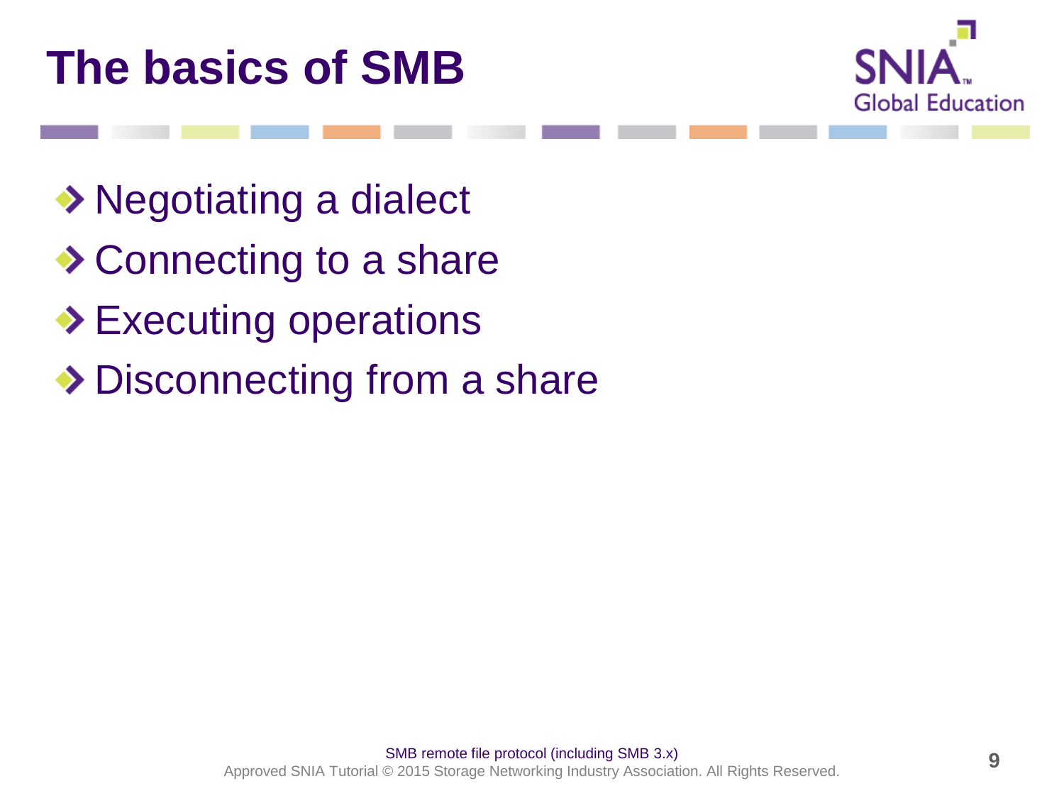# The basics of SMB

- Negotiating a dialect
- Connecting to a share
- Executing operations
- Disconnecting from a share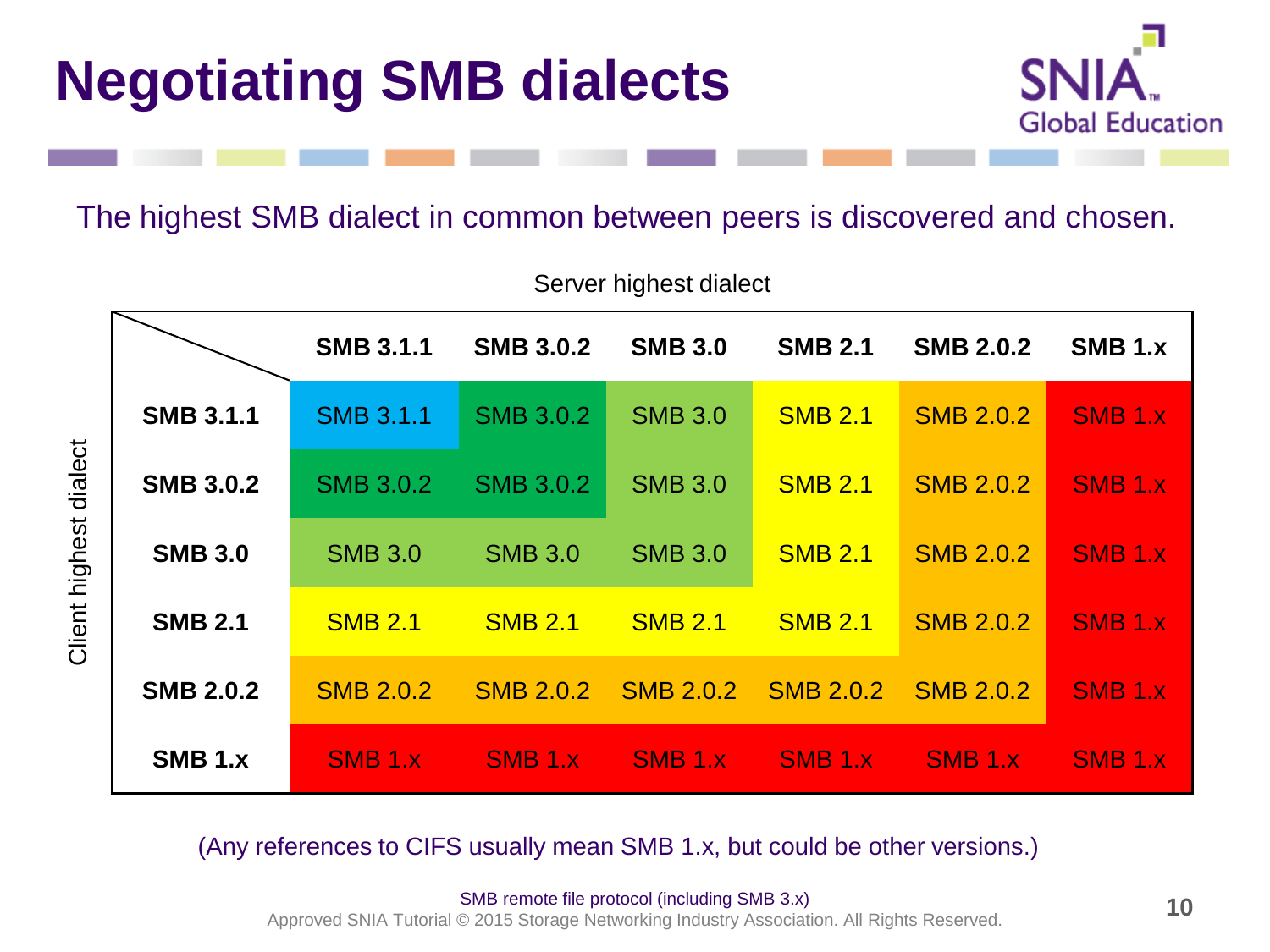# Negotiating SMB dialects

The highest SMB dialect in common between peers is discovered and chosen.

Server highest dialect (columns) / Client highest dialect (rows)

| Client \ Server | SMB 3.1.1 | SMB 3.0.2 | SMB 3.0 | SMB 2.1 | SMB 2.0.2 | SMB 1.x |
|---|---|---|---|---|---|---|
| **SMB 3.1.1** | SMB 3.1.1 | SMB 3.0.2 | SMB 3.0 | SMB 2.1 | SMB 2.0.2 | SMB 1.x |
| **SMB 3.0.2** | SMB 3.0.2 | SMB 3.0.2 | SMB 3.0 | SMB 2.1 | SMB 2.0.2 | SMB 1.x |
| **SMB 3.0** | SMB 3.0 | SMB 3.0 | SMB 3.0 | SMB 2.1 | SMB 2.0.2 | SMB 1.x |
| **SMB 2.1** | SMB 2.1 | SMB 2.1 | SMB 2.1 | SMB 2.1 | SMB 2.0.2 | SMB 1.x |
| **SMB 2.0.2** | SMB 2.0.2 | SMB 2.0.2 | SMB 2.0.2 | SMB 2.0.2 | SMB 2.0.2 | SMB 1.x |
| **SMB 1.x** | SMB 1.x | SMB 1.x | SMB 1.x | SMB 1.x | SMB 1.x | SMB 1.x |

(Any references to CIFS usually mean SMB 1.x, but could be other versions.)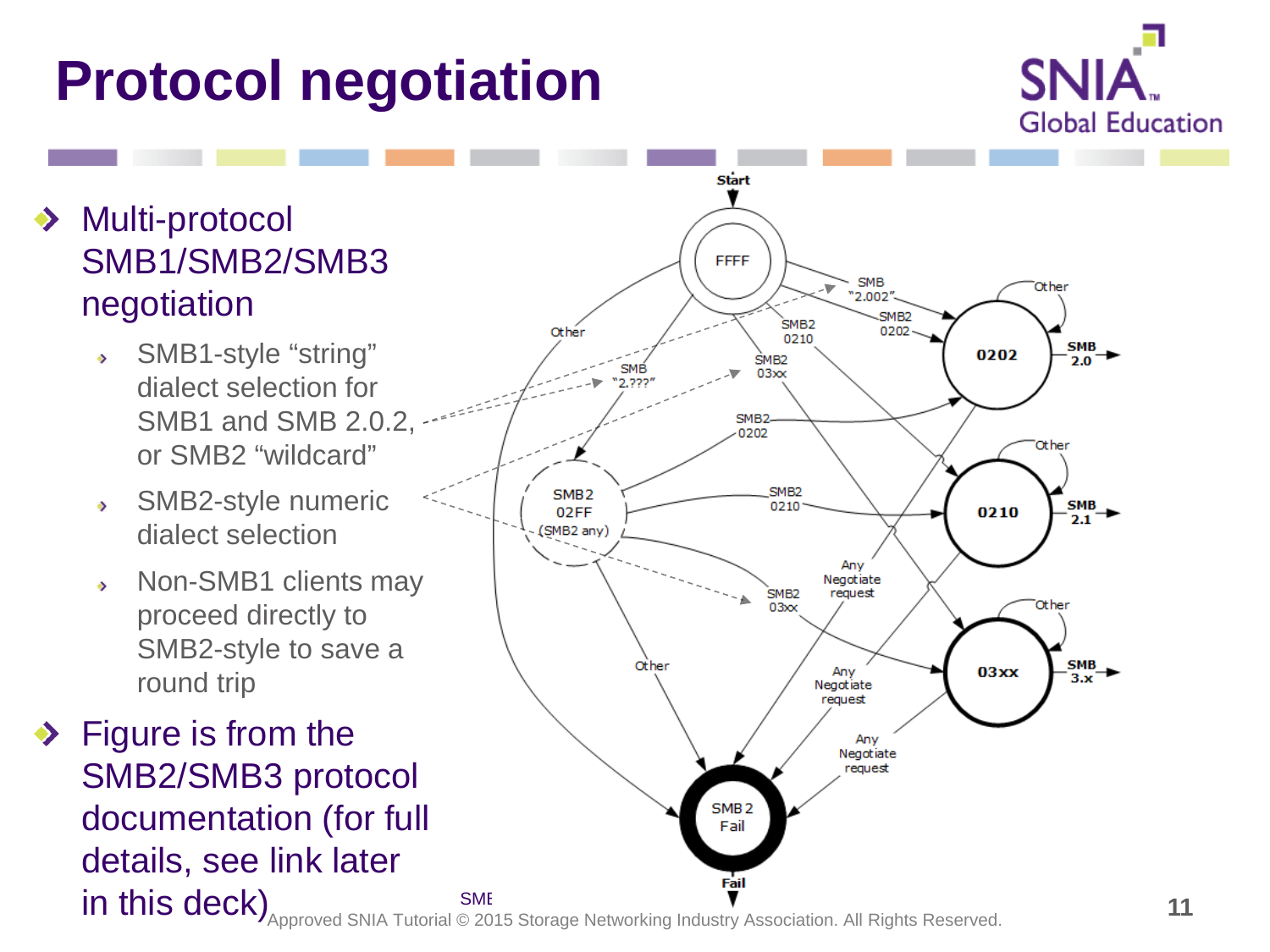# Protocol negotiation

- Multi-protocol SMB1/SMB2/SMB3 negotiation
  - SMB1-style "string" dialect selection for SMB1 and SMB 2.0.2, or SMB2 "wildcard"
  - SMB2-style numeric dialect selection
  - Non-SMB1 clients may proceed directly to SMB2-style to save a round trip
- Figure is from the SMB2/SMB3 protocol documentation (for full details, see link later in this deck)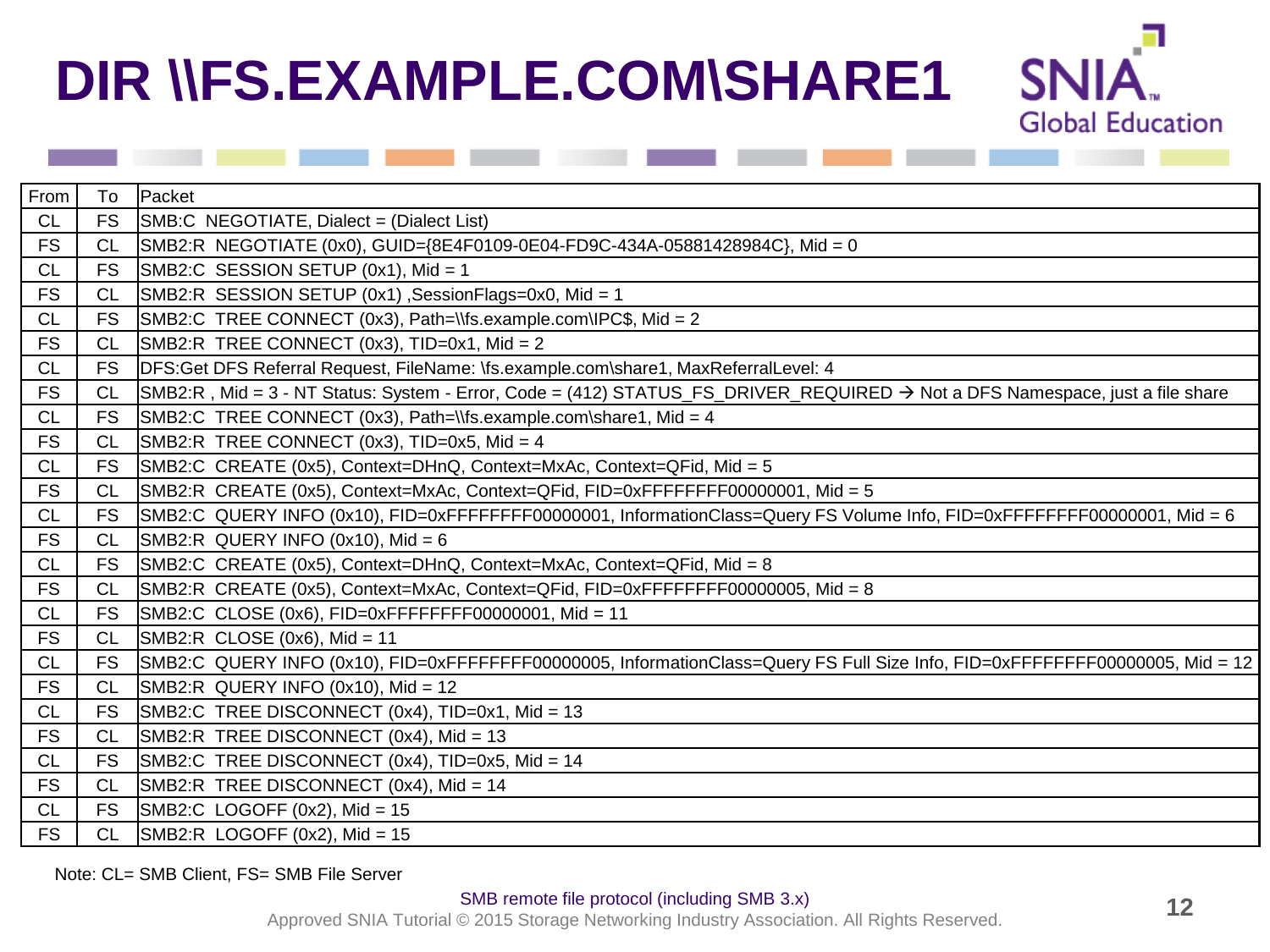# DIR \\FS.EXAMPLE.COM\SHARE1

| From | To | Packet |
|---|---|---|
| CL | FS | SMB:C  NEGOTIATE, Dialect = (Dialect List) |
| FS | CL | SMB2:R  NEGOTIATE (0x0), GUID={8E4F0109-0E04-FD9C-434A-05881428984C}, Mid = 0 |
| CL | FS | SMB2:C  SESSION SETUP (0x1), Mid = 1 |
| FS | CL | SMB2:R  SESSION SETUP (0x1) ,SessionFlags=0x0, Mid = 1 |
| CL | FS | SMB2:C  TREE CONNECT (0x3), Path=\\fs.example.com\IPC$, Mid = 2 |
| FS | CL | SMB2:R  TREE CONNECT (0x3), TID=0x1, Mid = 2 |
| CL | FS | DFS:Get DFS Referral Request, FileName: \fs.example.com\share1, MaxReferralLevel: 4 |
| FS | CL | SMB2:R , Mid = 3 - NT Status: System - Error, Code = (412) STATUS_FS_DRIVER_REQUIRED → Not a DFS Namespace, just a file share |
| CL | FS | SMB2:C  TREE CONNECT (0x3), Path=\\fs.example.com\share1, Mid = 4 |
| FS | CL | SMB2:R  TREE CONNECT (0x3), TID=0x5, Mid = 4 |
| CL | FS | SMB2:C  CREATE (0x5), Context=DHnQ, Context=MxAc, Context=QFid, Mid = 5 |
| FS | CL | SMB2:R  CREATE (0x5), Context=MxAc, Context=QFid, FID=0xFFFFFFFF00000001, Mid = 5 |
| CL | FS | SMB2:C  QUERY INFO (0x10), FID=0xFFFFFFFF00000001, InformationClass=Query FS Volume Info, FID=0xFFFFFFFF00000001, Mid = 6 |
| FS | CL | SMB2:R  QUERY INFO (0x10), Mid = 6 |
| CL | FS | SMB2:C  CREATE (0x5), Context=DHnQ, Context=MxAc, Context=QFid, Mid = 8 |
| FS | CL | SMB2:R  CREATE (0x5), Context=MxAc, Context=QFid, FID=0xFFFFFFFF00000005, Mid = 8 |
| CL | FS | SMB2:C  CLOSE (0x6), FID=0xFFFFFFFF00000001, Mid = 11 |
| FS | CL | SMB2:R  CLOSE (0x6), Mid = 11 |
| CL | FS | SMB2:C  QUERY INFO (0x10), FID=0xFFFFFFFF00000005, InformationClass=Query FS Full Size Info, FID=0xFFFFFFFF00000005, Mid = 12 |
| FS | CL | SMB2:R  QUERY INFO (0x10), Mid = 12 |
| CL | FS | SMB2:C  TREE DISCONNECT (0x4), TID=0x1, Mid = 13 |
| FS | CL | SMB2:R  TREE DISCONNECT (0x4), Mid = 13 |
| CL | FS | SMB2:C  TREE DISCONNECT (0x4), TID=0x5, Mid = 14 |
| FS | CL | SMB2:R  TREE DISCONNECT (0x4), Mid = 14 |
| CL | FS | SMB2:C  LOGOFF (0x2), Mid = 15 |
| FS | CL | SMB2:R  LOGOFF (0x2), Mid = 15 |

Note: CL= SMB Client, FS= SMB File Server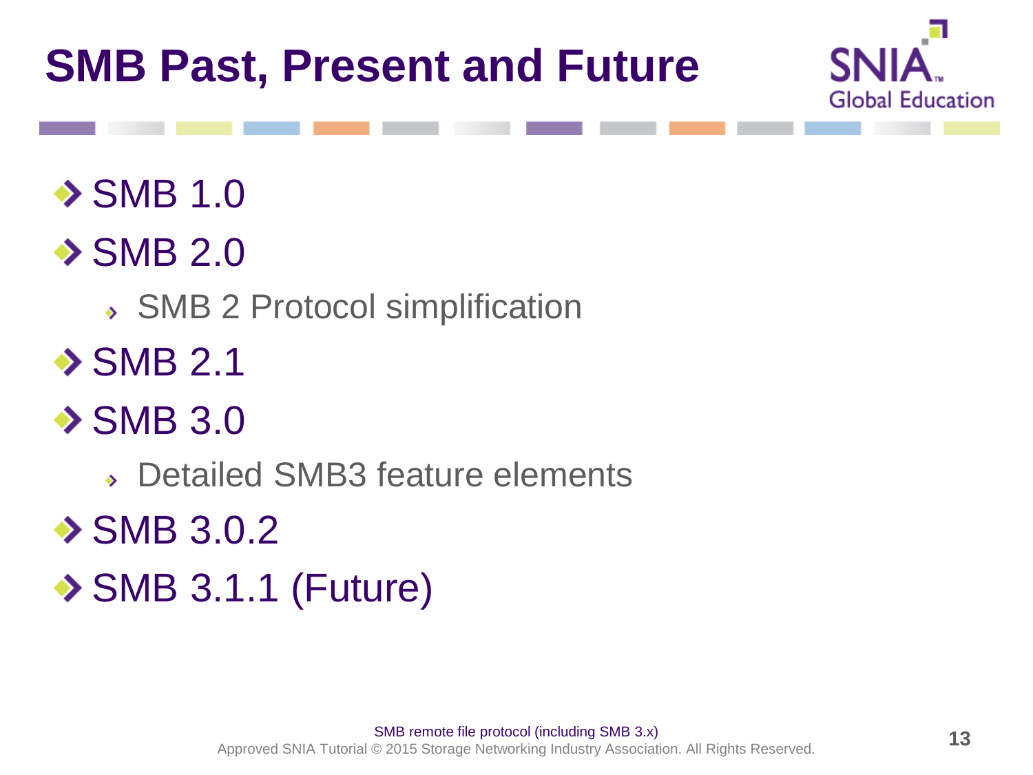# SMB Past, Present and Future

- SMB 1.0
- SMB 2.0
  - SMB 2 Protocol simplification
- SMB 2.1
- SMB 3.0
  - Detailed SMB3 feature elements
- SMB 3.0.2
- SMB 3.1.1 (Future)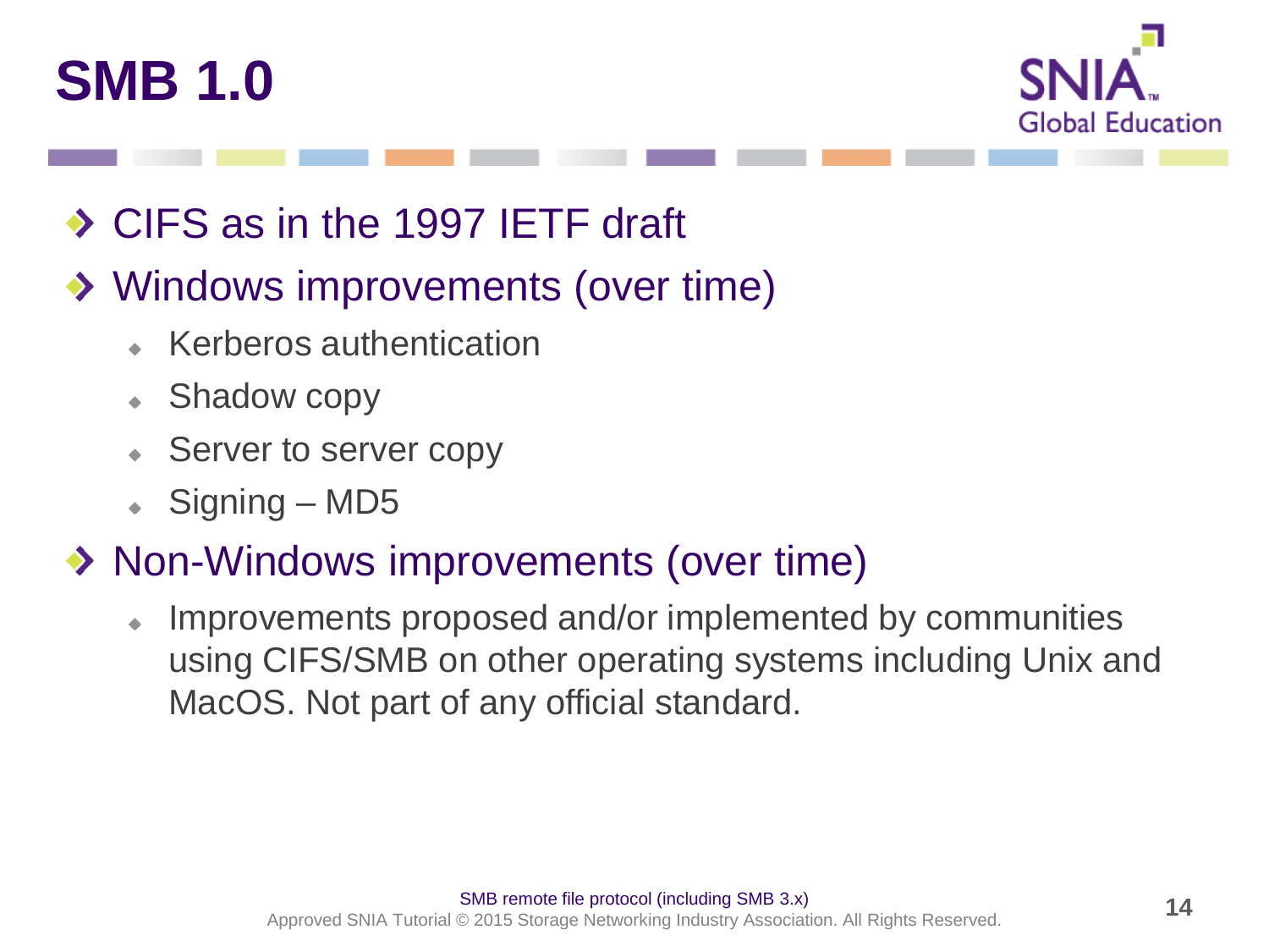# SMB 1.0

- CIFS as in the 1997 IETF draft
- Windows improvements (over time)
  - Kerberos authentication
  - Shadow copy
  - Server to server copy
  - Signing – MD5
- Non-Windows improvements (over time)
  - Improvements proposed and/or implemented by communities using CIFS/SMB on other operating systems including Unix and MacOS. Not part of any official standard.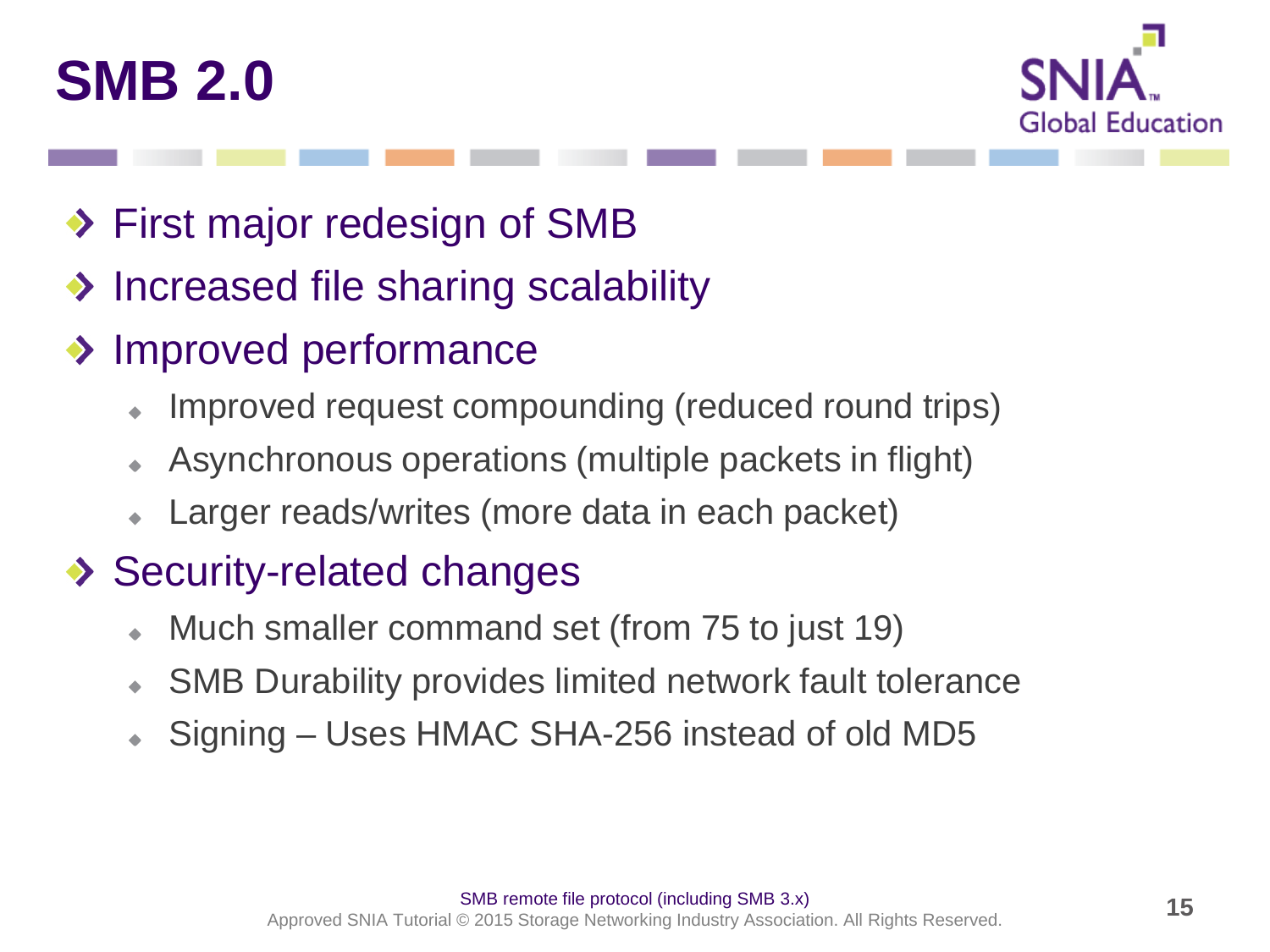# SMB 2.0

- First major redesign of SMB
- Increased file sharing scalability
- Improved performance
  - Improved request compounding (reduced round trips)
  - Asynchronous operations (multiple packets in flight)
  - Larger reads/writes (more data in each packet)
- Security-related changes
  - Much smaller command set (from 75 to just 19)
  - SMB Durability provides limited network fault tolerance
  - Signing – Uses HMAC SHA-256 instead of old MD5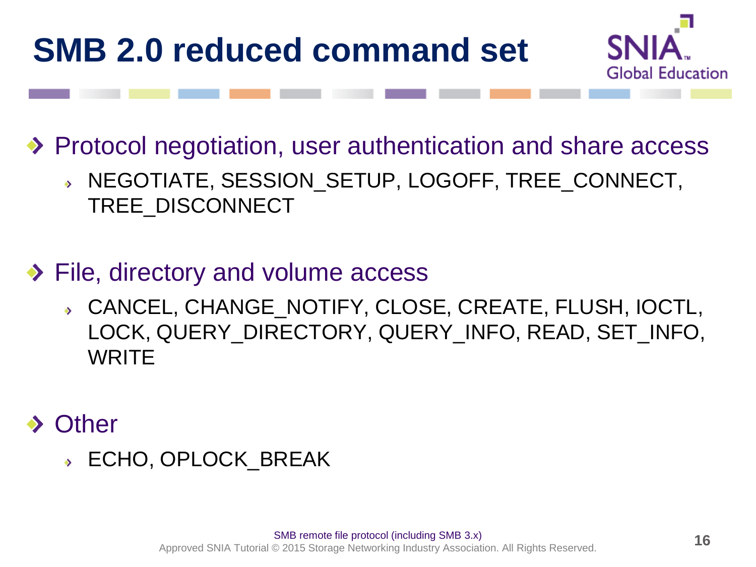# SMB 2.0 reduced command set

- Protocol negotiation, user authentication and share access
  - NEGOTIATE, SESSION_SETUP, LOGOFF, TREE_CONNECT, TREE_DISCONNECT

- File, directory and volume access
  - CANCEL, CHANGE_NOTIFY, CLOSE, CREATE, FLUSH, IOCTL, LOCK, QUERY_DIRECTORY, QUERY_INFO, READ, SET_INFO, WRITE

- Other
  - ECHO, OPLOCK_BREAK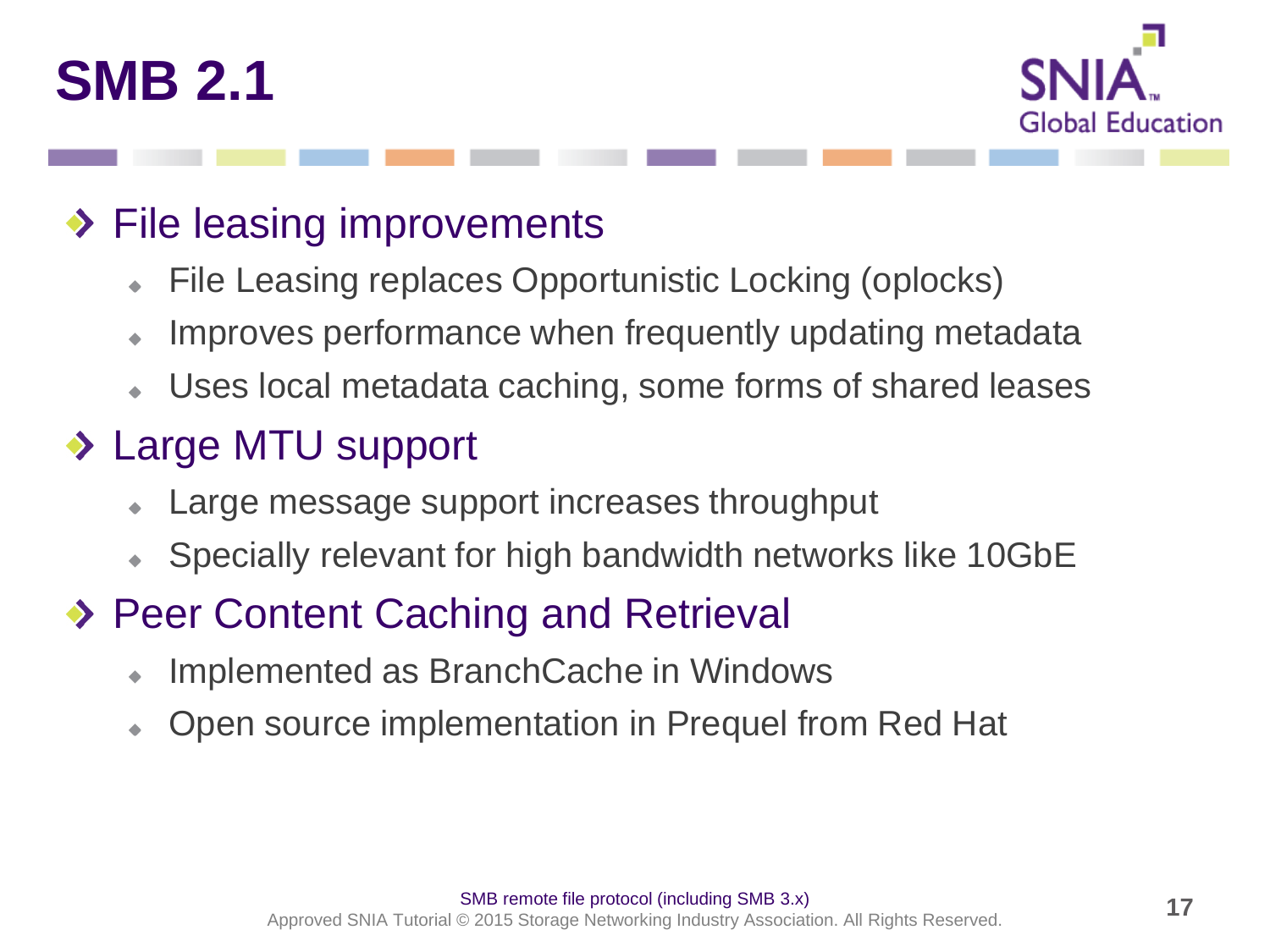# SMB 2.1

- File leasing improvements
  - File Leasing replaces Opportunistic Locking (oplocks)
  - Improves performance when frequently updating metadata
  - Uses local metadata caching, some forms of shared leases
- Large MTU support
  - Large message support increases throughput
  - Specially relevant for high bandwidth networks like 10GbE
- Peer Content Caching and Retrieval
  - Implemented as BranchCache in Windows
  - Open source implementation in Prequel from Red Hat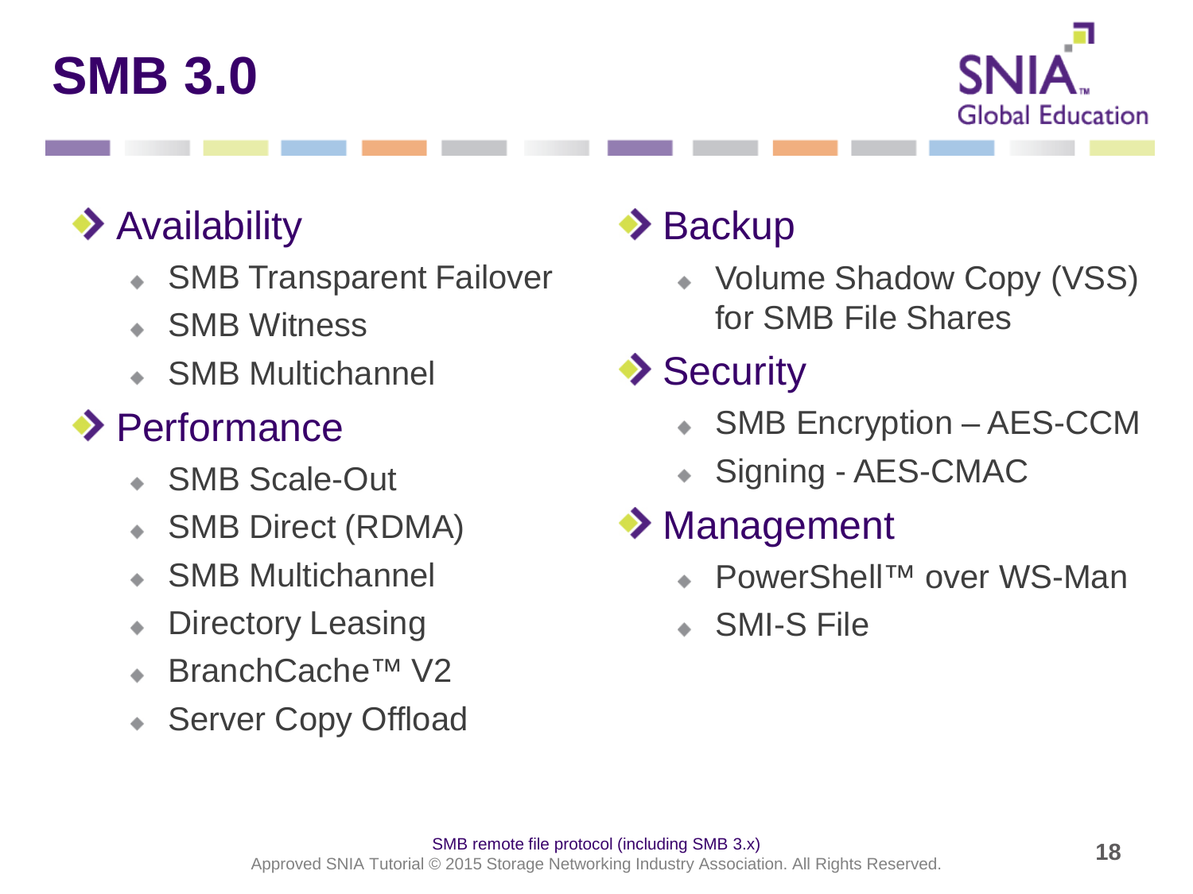# SMB 3.0

- **Availability**
  - SMB Transparent Failover
  - SMB Witness
  - SMB Multichannel
- **Performance**
  - SMB Scale-Out
  - SMB Direct (RDMA)
  - SMB Multichannel
  - Directory Leasing
  - BranchCache™ V2
  - Server Copy Offload
- **Backup**
  - Volume Shadow Copy (VSS) for SMB File Shares
- **Security**
  - SMB Encryption – AES-CCM
  - Signing - AES-CMAC
- **Management**
  - PowerShell™ over WS-Man
  - SMI-S File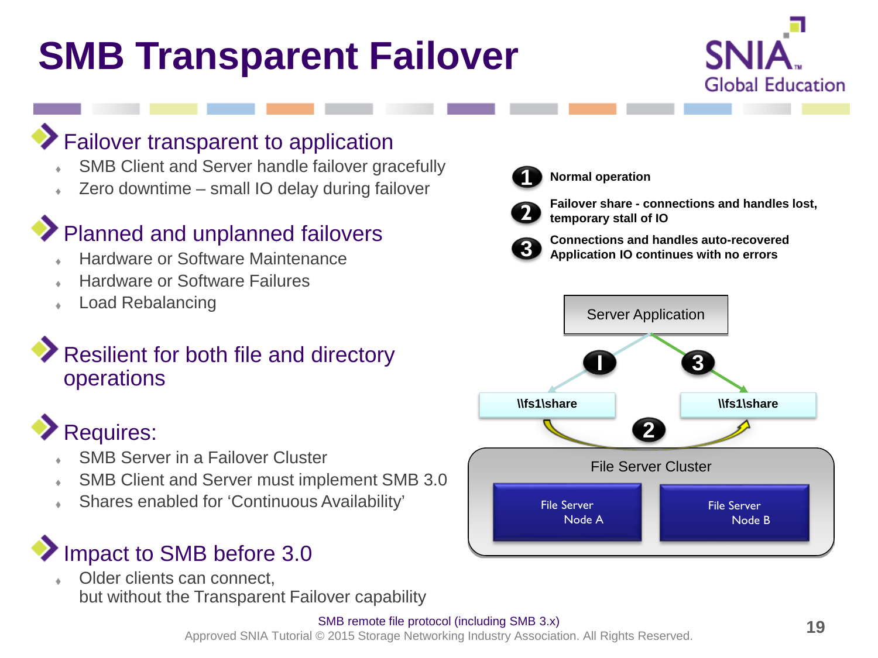# SMB Transparent Failover

## Failover transparent to application

- SMB Client and Server handle failover gracefully
- Zero downtime – small IO delay during failover

## Planned and unplanned failovers

- Hardware or Software Maintenance
- Hardware or Software Failures
- Load Rebalancing

## Resilient for both file and directory operations

## Requires:

- SMB Server in a Failover Cluster
- SMB Client and Server must implement SMB 3.0
- Shares enabled for 'Continuous Availability'

## Impact to SMB before 3.0

- Older clients can connect,  
  but without the Transparent Failover capability

**1** Normal operation

**2** Failover share - connections and handles lost, temporary stall of IO

**3** Connections and handles auto-recovered Application IO continues with no errors

Server Application

\\fs1\share

\\fs1\share

File Server Cluster

File Server Node A

File Server Node B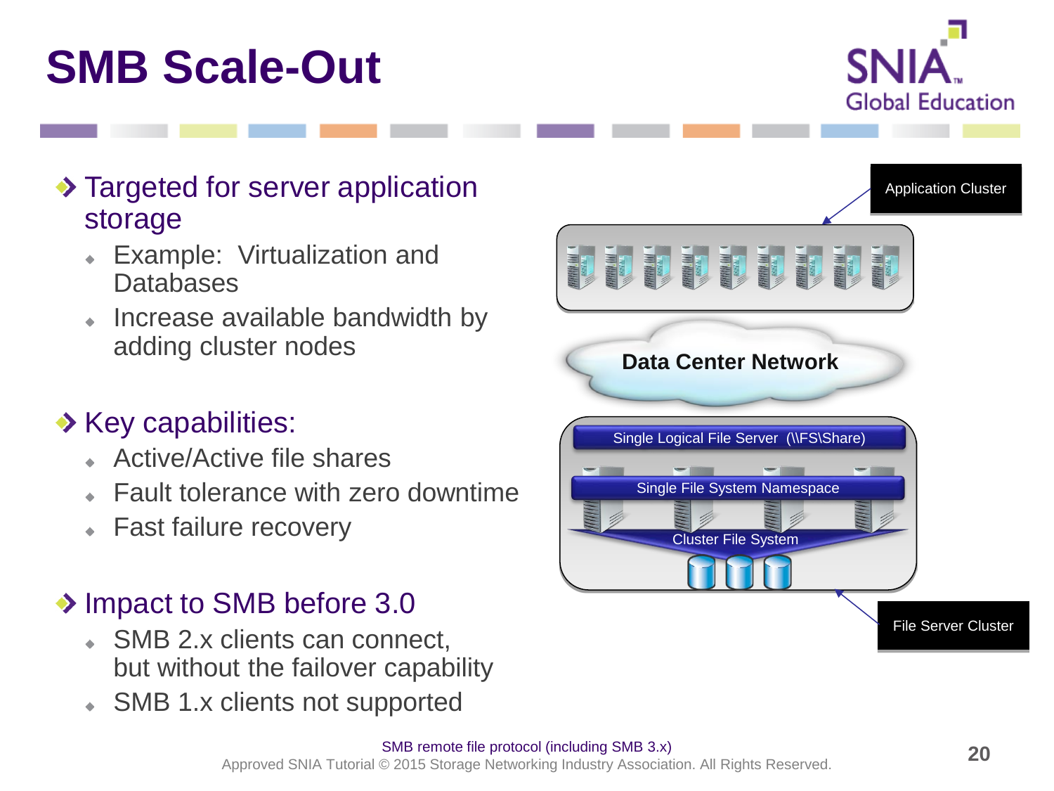# SMB Scale-Out

- Targeted for server application storage
  - Example: Virtualization and Databases
  - Increase available bandwidth by adding cluster nodes
- Key capabilities:
  - Active/Active file shares
  - Fault tolerance with zero downtime
  - Fast failure recovery
- Impact to SMB before 3.0
  - SMB 2.x clients can connect, but without the failover capability
  - SMB 1.x clients not supported

Application Cluster

Data Center Network

Single Logical File Server (\\FS\Share)

Single File System Namespace

Cluster File System

File Server Cluster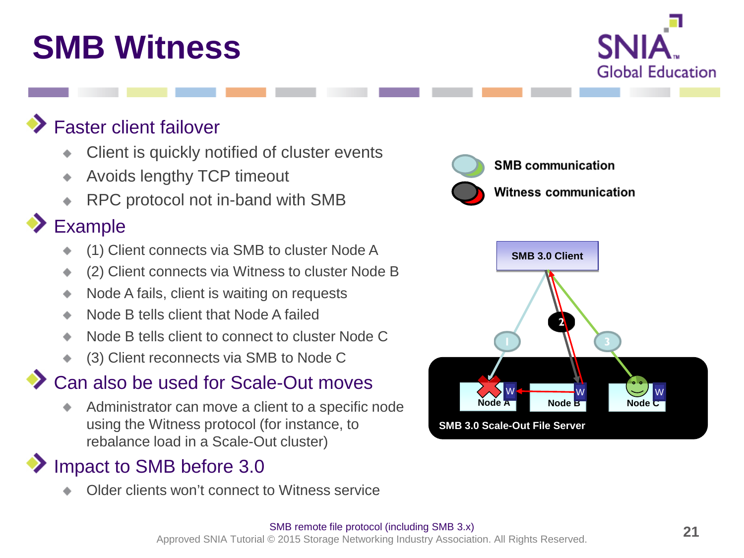# SMB Witness

- Faster client failover
  - Client is quickly notified of cluster events
  - Avoids lengthy TCP timeout
  - RPC protocol not in-band with SMB
- Example
  - (1) Client connects via SMB to cluster Node A
  - (2) Client connects via Witness to cluster Node B
  - Node A fails, client is waiting on requests
  - Node B tells client that Node A failed
  - Node B tells client to connect to cluster Node C
  - (3) Client reconnects via SMB to Node C
- Can also be used for Scale-Out moves
  - Administrator can move a client to a specific node using the Witness protocol (for instance, to rebalance load in a Scale-Out cluster)
- Impact to SMB before 3.0
  - Older clients won't connect to Witness service

SMB communication

Witness communication

SMB 3.0 Client

Node A W | Node B W | Node C W

SMB 3.0 Scale-Out File Server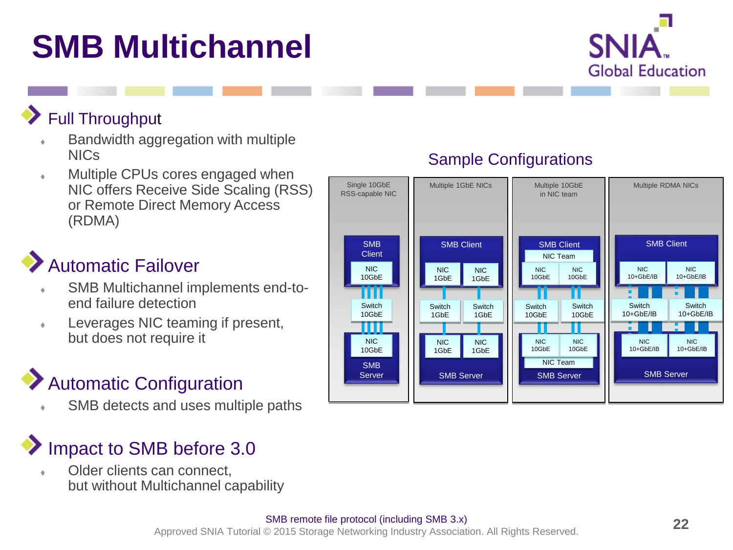# SMB Multichannel

## Full Throughput

- Bandwidth aggregation with multiple NICs
- Multiple CPUs cores engaged when NIC offers Receive Side Scaling (RSS) or Remote Direct Memory Access (RDMA)

## Automatic Failover

- SMB Multichannel implements end-to-end failure detection
- Leverages NIC teaming if present, but does not require it

## Automatic Configuration

- SMB detects and uses multiple paths

## Impact to SMB before 3.0

- Older clients can connect, but without Multichannel capability

### Sample Configurations

| Single 10GbE RSS-capable NIC | Multiple 1GbE NICs | Multiple 10GbE in NIC team | Multiple RDMA NICs |
|---|---|---|---|
| SMB Client | SMB Client | SMB Client | SMB Client |
| | | NIC Team | |
| NIC 10GbE | NIC 1GbE / NIC 1GbE | NIC 10GbE / NIC 10GbE | NIC 10+GbE/IB / NIC 10+GbE/IB |
| Switch 10GbE | Switch 1GbE / Switch 1GbE | Switch 10GbE / Switch 10GbE | Switch 10+GbE/IB / Switch 10+GbE/IB |
| NIC 10GbE | NIC 1GbE / NIC 1GbE | NIC 10GbE / NIC 10GbE | NIC 10+GbE/IB / NIC 10+GbE/IB |
| | | NIC Team | |
| SMB Server | SMB Server | SMB Server | SMB Server |

SMB remote file protocol (including SMB 3.x)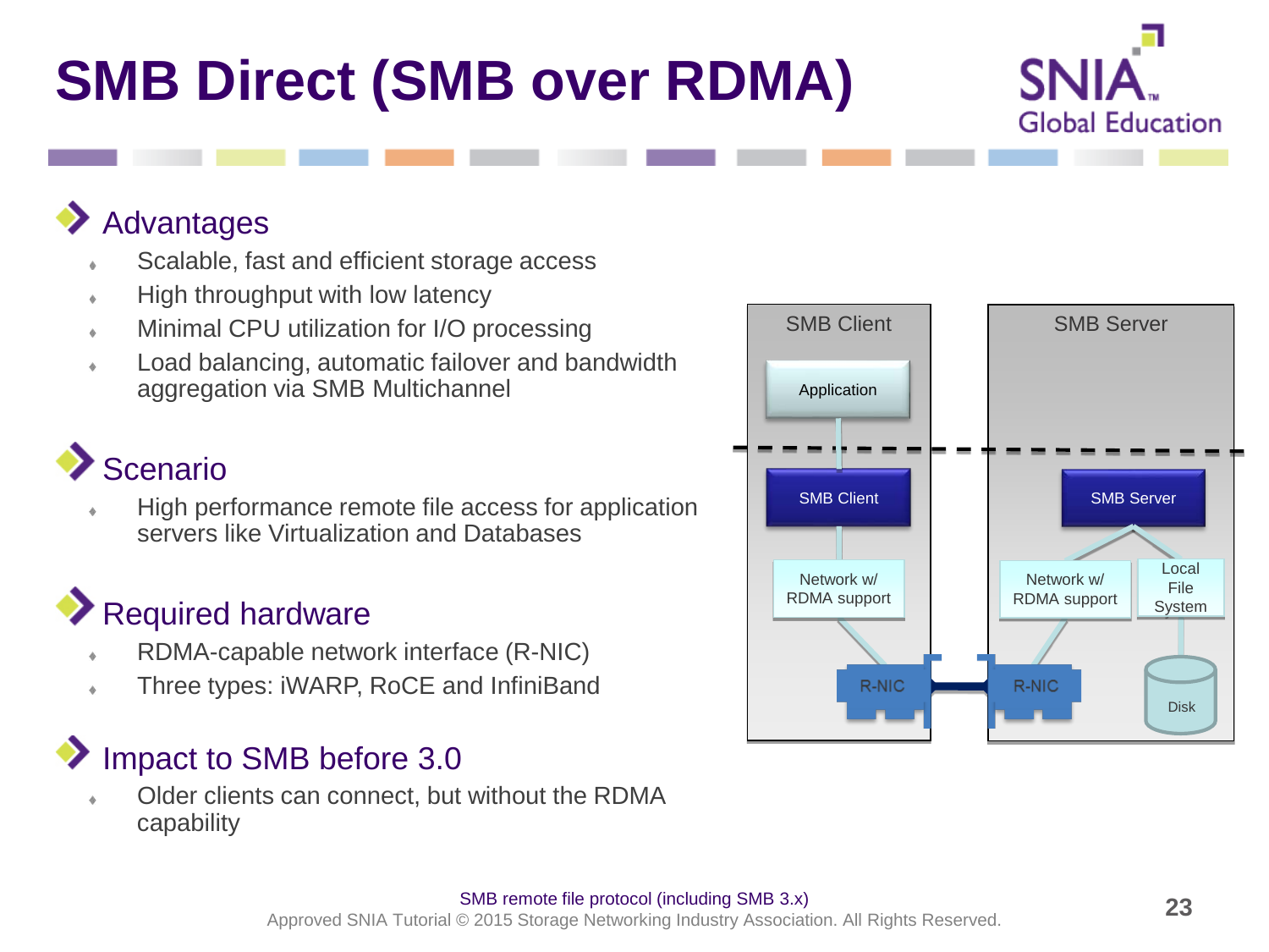# SMB Direct (SMB over RDMA)

## Advantages

- Scalable, fast and efficient storage access
- High throughput with low latency
- Minimal CPU utilization for I/O processing
- Load balancing, automatic failover and bandwidth aggregation via SMB Multichannel

## Scenario

- High performance remote file access for application servers like Virtualization and Databases

## Required hardware

- RDMA-capable network interface (R-NIC)
- Three types: iWARP, RoCE and InfiniBand

## Impact to SMB before 3.0

- Older clients can connect, but without the RDMA capability

SMB Client — Application; SMB Client; Network w/ RDMA support; R-NIC

SMB Server — SMB Server; Network w/ RDMA support; Local File System; R-NIC; Disk

SMB remote file protocol (including SMB 3.x)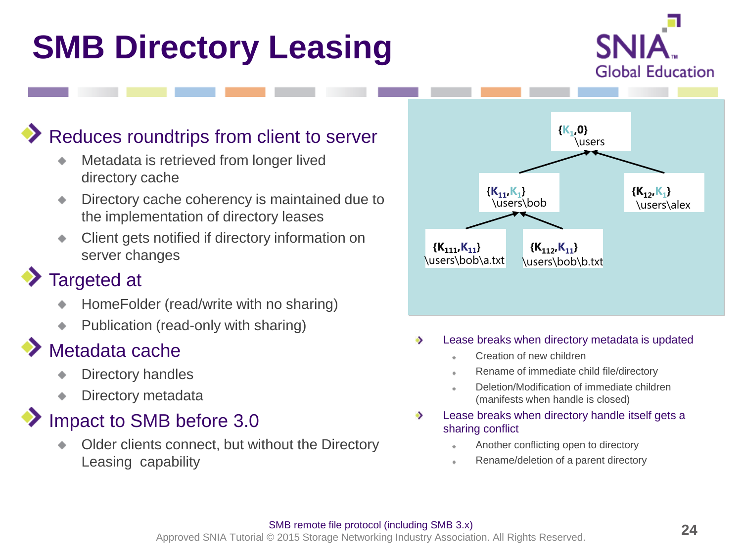# SMB Directory Leasing

- Reduces roundtrips from client to server
  - Metadata is retrieved from longer lived directory cache
  - Directory cache coherency is maintained due to the implementation of directory leases
  - Client gets notified if directory information on server changes
- Targeted at
  - HomeFolder (read/write with no sharing)
  - Publication (read-only with sharing)
- Metadata cache
  - Directory handles
  - Directory metadata
- Impact to SMB before 3.0
  - Older clients connect, but without the Directory Leasing capability

{$K_1$,0} \users

{$K_{11}$,$K_1$} \users\bob

{$K_{12}$,$K_1$} \users\alex

{$K_{111}$,$K_{11}$} \users\bob\a.txt

{$K_{112}$,$K_{11}$} \users\bob\b.txt

- Lease breaks when directory metadata is updated
  - Creation of new children
  - Rename of immediate child file/directory
  - Deletion/Modification of immediate children (manifests when handle is closed)
- Lease breaks when directory handle itself gets a sharing conflict
  - Another conflicting open to directory
  - Rename/deletion of a parent directory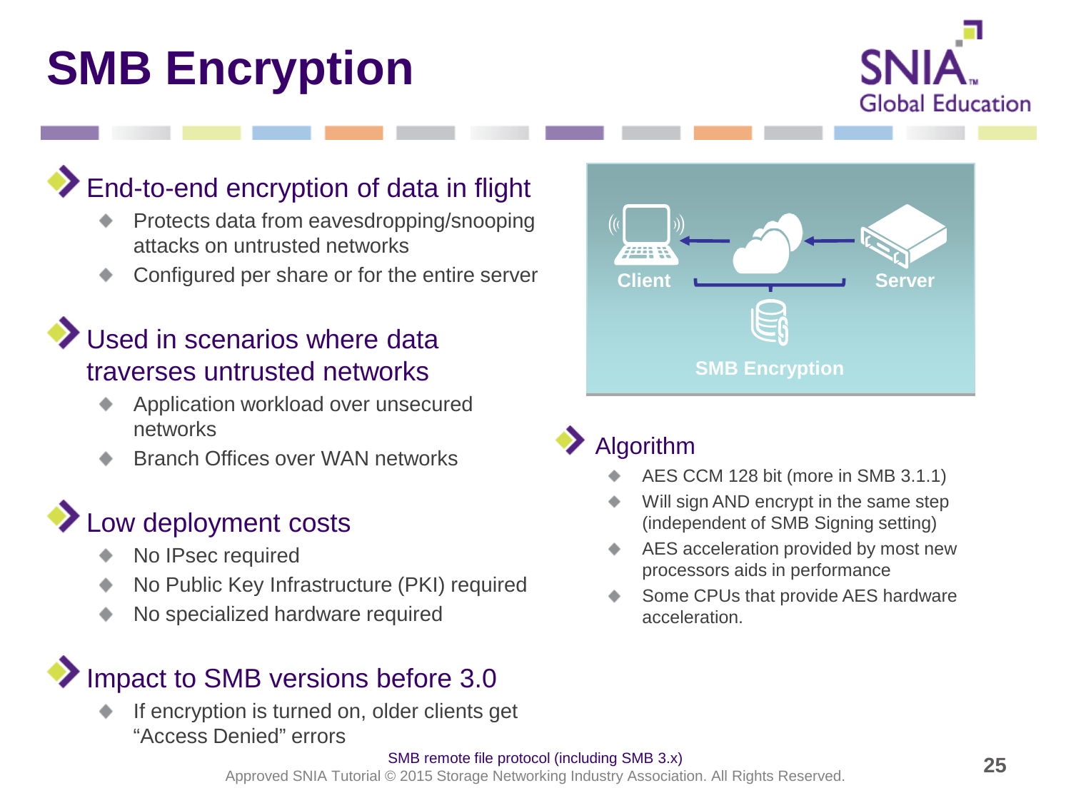# SMB Encryption

## End-to-end encryption of data in flight

- Protects data from eavesdropping/snooping attacks on untrusted networks
- Configured per share or for the entire server

## Used in scenarios where data traverses untrusted networks

- Application workload over unsecured networks
- Branch Offices over WAN networks

## Low deployment costs

- No IPsec required
- No Public Key Infrastructure (PKI) required
- No specialized hardware required

## Impact to SMB versions before 3.0

- If encryption is turned on, older clients get "Access Denied" errors

Client

Server

SMB Encryption

## Algorithm

- AES CCM 128 bit (more in SMB 3.1.1)
- Will sign AND encrypt in the same step (independent of SMB Signing setting)
- AES acceleration provided by most new processors aids in performance
- Some CPUs that provide AES hardware acceleration.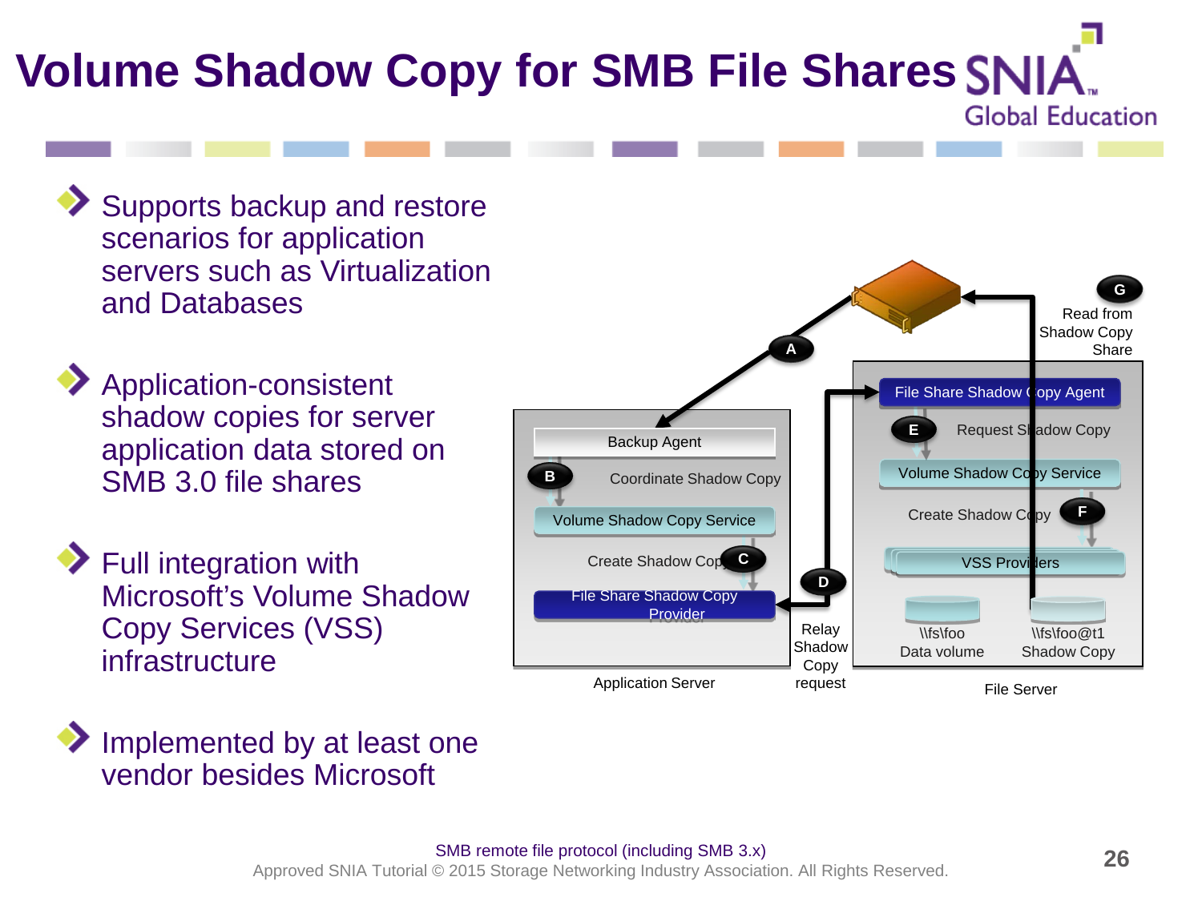# Volume Shadow Copy for SMB File Shares

- Supports backup and restore scenarios for application servers such as Virtualization and Databases
- Application-consistent shadow copies for server application data stored on SMB 3.0 file shares
- Full integration with Microsoft's Volume Shadow Copy Services (VSS) infrastructure
- Implemented by at least one vendor besides Microsoft

Application Server:
- Backup Agent
- B — Coordinate Shadow Copy
- Volume Shadow Copy Service
- C — Create Shadow Copy
- File Share Shadow Copy Provider

File Server:
- File Share Shadow Copy Agent
- E — Request Shadow Copy
- Volume Shadow Copy Service
- F — Create Shadow Copy
- VSS Providers
- \\fs\foo Data volume
- \\fs\foo@t1 Shadow Copy

A — (Backup server to Backup Agent)

D — Relay Shadow Copy request

G — Read from Shadow Copy Share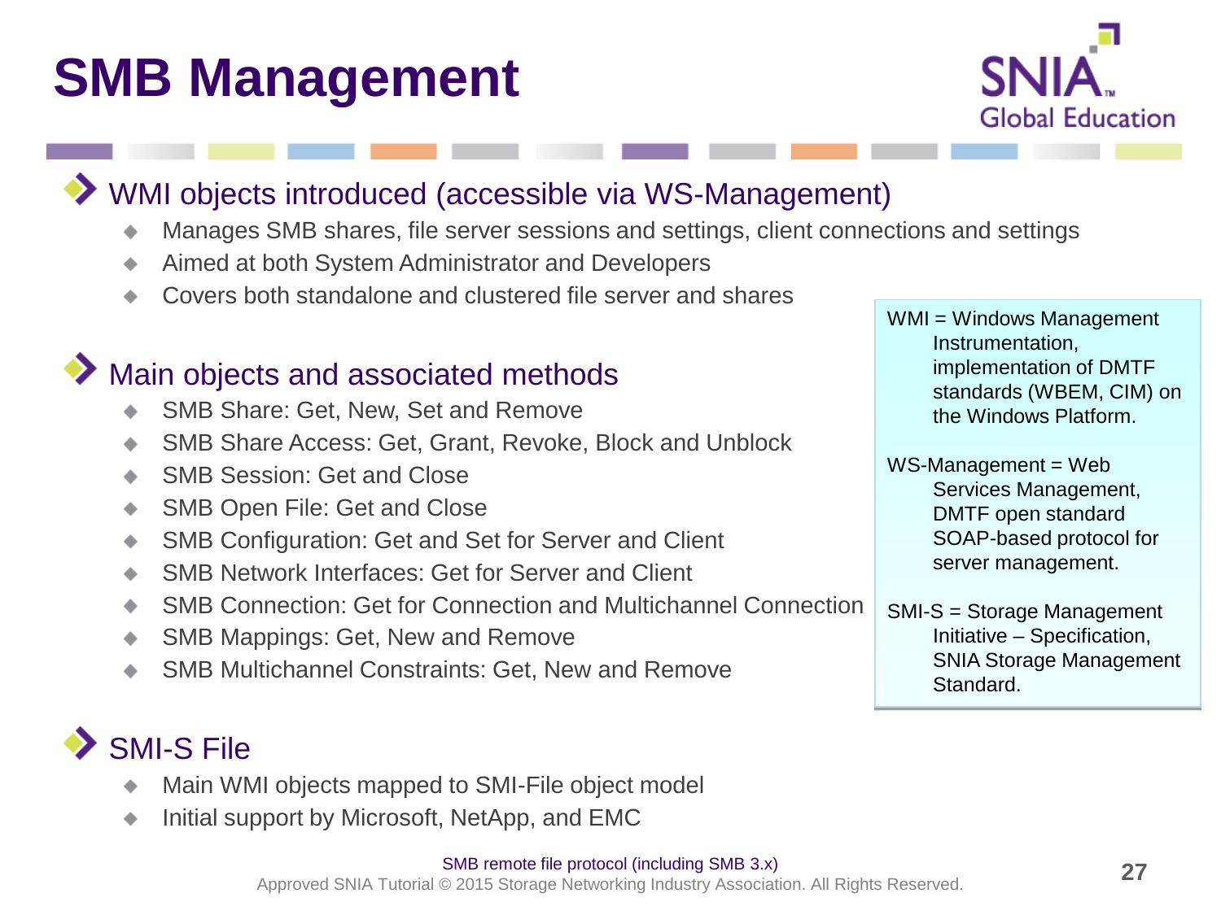# SMB Management

- WMI objects introduced (accessible via WS-Management)
  - Manages SMB shares, file server sessions and settings, client connections and settings
  - Aimed at both System Administrator and Developers
  - Covers both standalone and clustered file server and shares

- Main objects and associated methods
  - SMB Share: Get, New, Set and Remove
  - SMB Share Access: Get, Grant, Revoke, Block and Unblock
  - SMB Session: Get and Close
  - SMB Open File: Get and Close
  - SMB Configuration: Get and Set for Server and Client
  - SMB Network Interfaces: Get for Server and Client
  - SMB Connection: Get for Connection and Multichannel Connection
  - SMB Mappings: Get, New and Remove
  - SMB Multichannel Constraints: Get, New and Remove

- SMI-S File
  - Main WMI objects mapped to SMI-File object model
  - Initial support by Microsoft, NetApp, and EMC

> WMI = Windows Management Instrumentation, implementation of DMTF standards (WBEM, CIM) on the Windows Platform.
>
> WS-Management = Web Services Management, DMTF open standard SOAP-based protocol for server management.
>
> SMI-S = Storage Management Initiative – Specification, SNIA Storage Management Standard.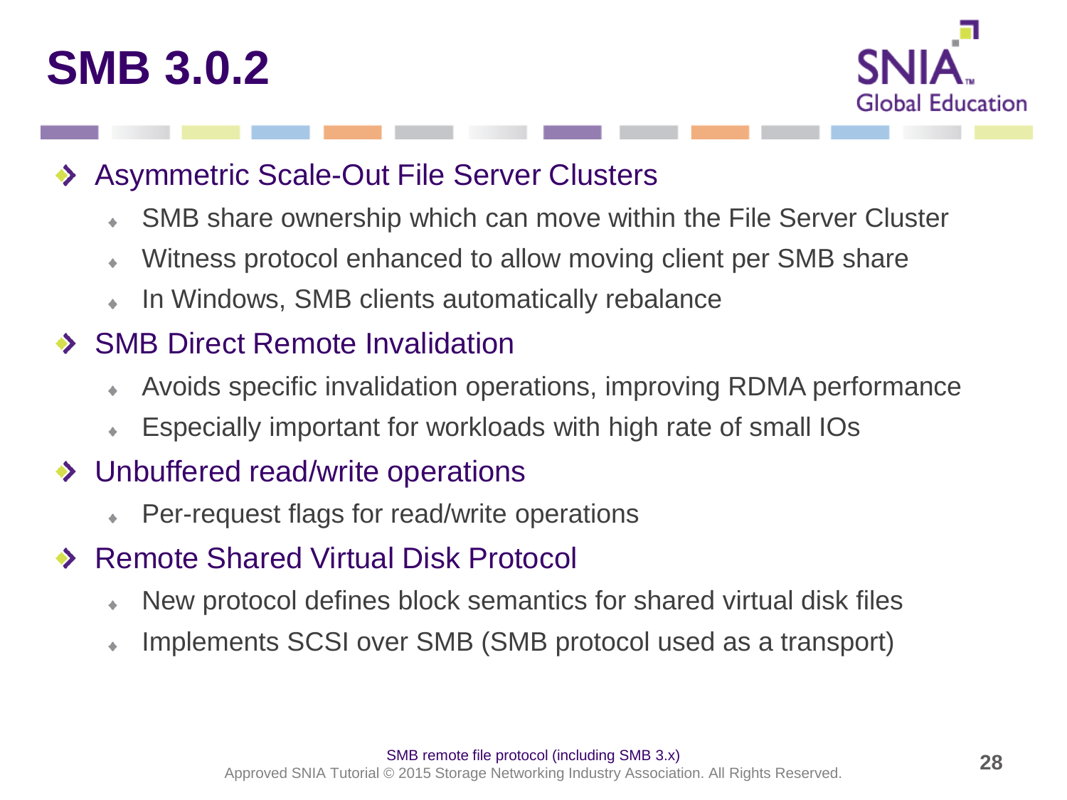# SMB 3.0.2

- Asymmetric Scale-Out File Server Clusters
  - SMB share ownership which can move within the File Server Cluster
  - Witness protocol enhanced to allow moving client per SMB share
  - In Windows, SMB clients automatically rebalance
- SMB Direct Remote Invalidation
  - Avoids specific invalidation operations, improving RDMA performance
  - Especially important for workloads with high rate of small IOs
- Unbuffered read/write operations
  - Per-request flags for read/write operations
- Remote Shared Virtual Disk Protocol
  - New protocol defines block semantics for shared virtual disk files
  - Implements SCSI over SMB (SMB protocol used as a transport)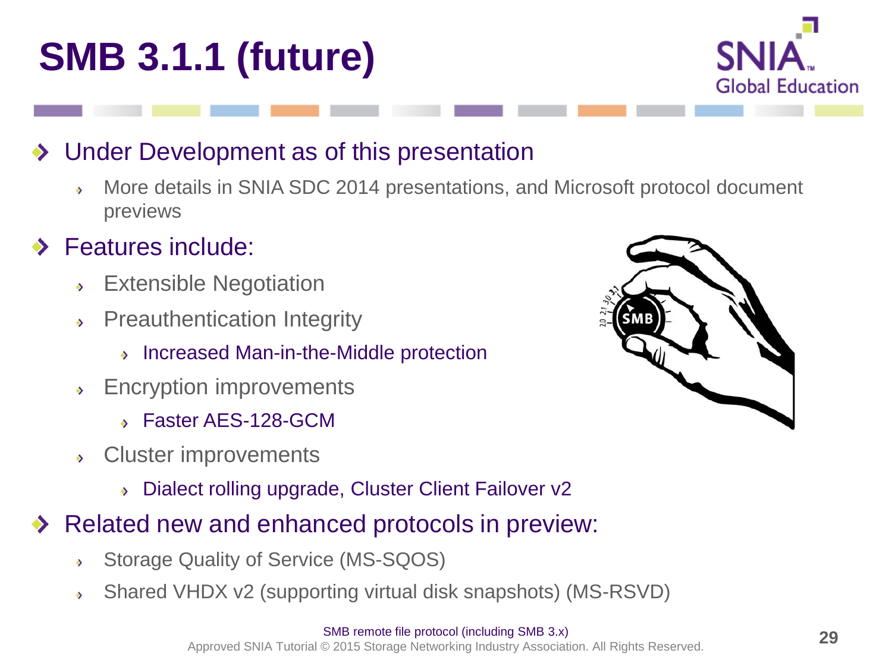# SMB 3.1.1 (future)

- Under Development as of this presentation
  - More details in SNIA SDC 2014 presentations, and Microsoft protocol document previews
- Features include:
  - Extensible Negotiation
  - Preauthentication Integrity
    - Increased Man-in-the-Middle protection
  - Encryption improvements
    - Faster AES-128-GCM
  - Cluster improvements
    - Dialect rolling upgrade, Cluster Client Failover v2
- Related new and enhanced protocols in preview:
  - Storage Quality of Service (MS-SQOS)
  - Shared VHDX v2 (supporting virtual disk snapshots) (MS-RSVD)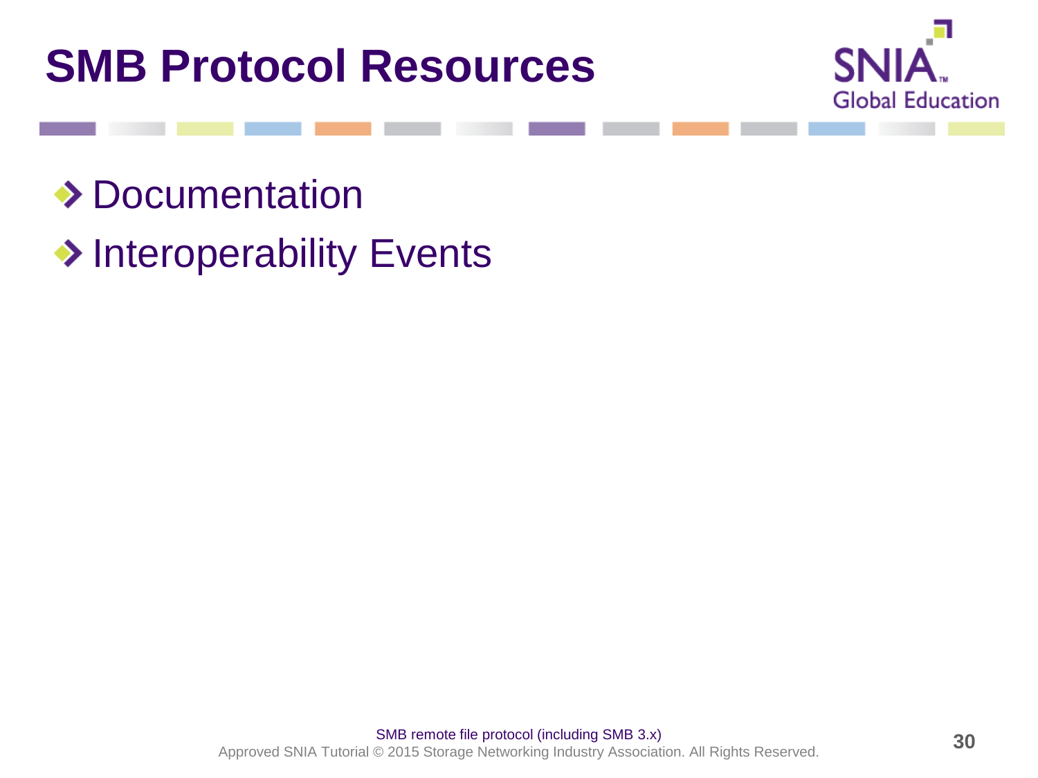# SMB Protocol Resources

- Documentation
- Interoperability Events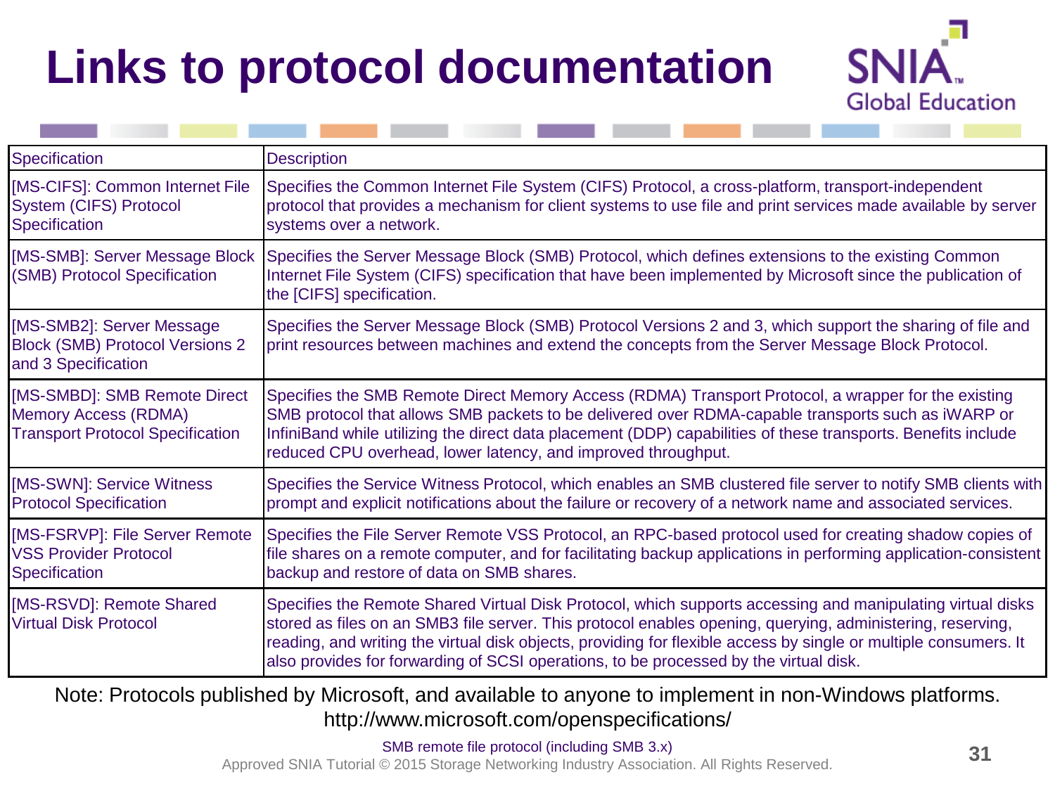# Links to protocol documentation

| Specification | Description |
| --- | --- |
| [MS-CIFS]: Common Internet File System (CIFS) Protocol Specification | Specifies the Common Internet File System (CIFS) Protocol, a cross-platform, transport-independent protocol that provides a mechanism for client systems to use file and print services made available by server systems over a network. |
| [MS-SMB]: Server Message Block (SMB) Protocol Specification | Specifies the Server Message Block (SMB) Protocol, which defines extensions to the existing Common Internet File System (CIFS) specification that have been implemented by Microsoft since the publication of the [CIFS] specification. |
| [MS-SMB2]: Server Message Block (SMB) Protocol Versions 2 and 3 Specification | Specifies the Server Message Block (SMB) Protocol Versions 2 and 3, which support the sharing of file and print resources between machines and extend the concepts from the Server Message Block Protocol. |
| [MS-SMBD]: SMB Remote Direct Memory Access (RDMA) Transport Protocol Specification | Specifies the SMB Remote Direct Memory Access (RDMA) Transport Protocol, a wrapper for the existing SMB protocol that allows SMB packets to be delivered over RDMA-capable transports such as iWARP or InfiniBand while utilizing the direct data placement (DDP) capabilities of these transports. Benefits include reduced CPU overhead, lower latency, and improved throughput. |
| [MS-SWN]: Service Witness Protocol Specification | Specifies the Service Witness Protocol, which enables an SMB clustered file server to notify SMB clients with prompt and explicit notifications about the failure or recovery of a network name and associated services. |
| [MS-FSRVP]: File Server Remote VSS Provider Protocol Specification | Specifies the File Server Remote VSS Protocol, an RPC-based protocol used for creating shadow copies of file shares on a remote computer, and for facilitating backup applications in performing application-consistent backup and restore of data on SMB shares. |
| [MS-RSVD]: Remote Shared Virtual Disk Protocol | Specifies the Remote Shared Virtual Disk Protocol, which supports accessing and manipulating virtual disks stored as files on an SMB3 file server. This protocol enables opening, querying, administering, reserving, reading, and writing the virtual disk objects, providing for flexible access by single or multiple consumers. It also provides for forwarding of SCSI operations, to be processed by the virtual disk. |

Note: Protocols published by Microsoft, and available to anyone to implement in non-Windows platforms.
http://www.microsoft.com/openspecifications/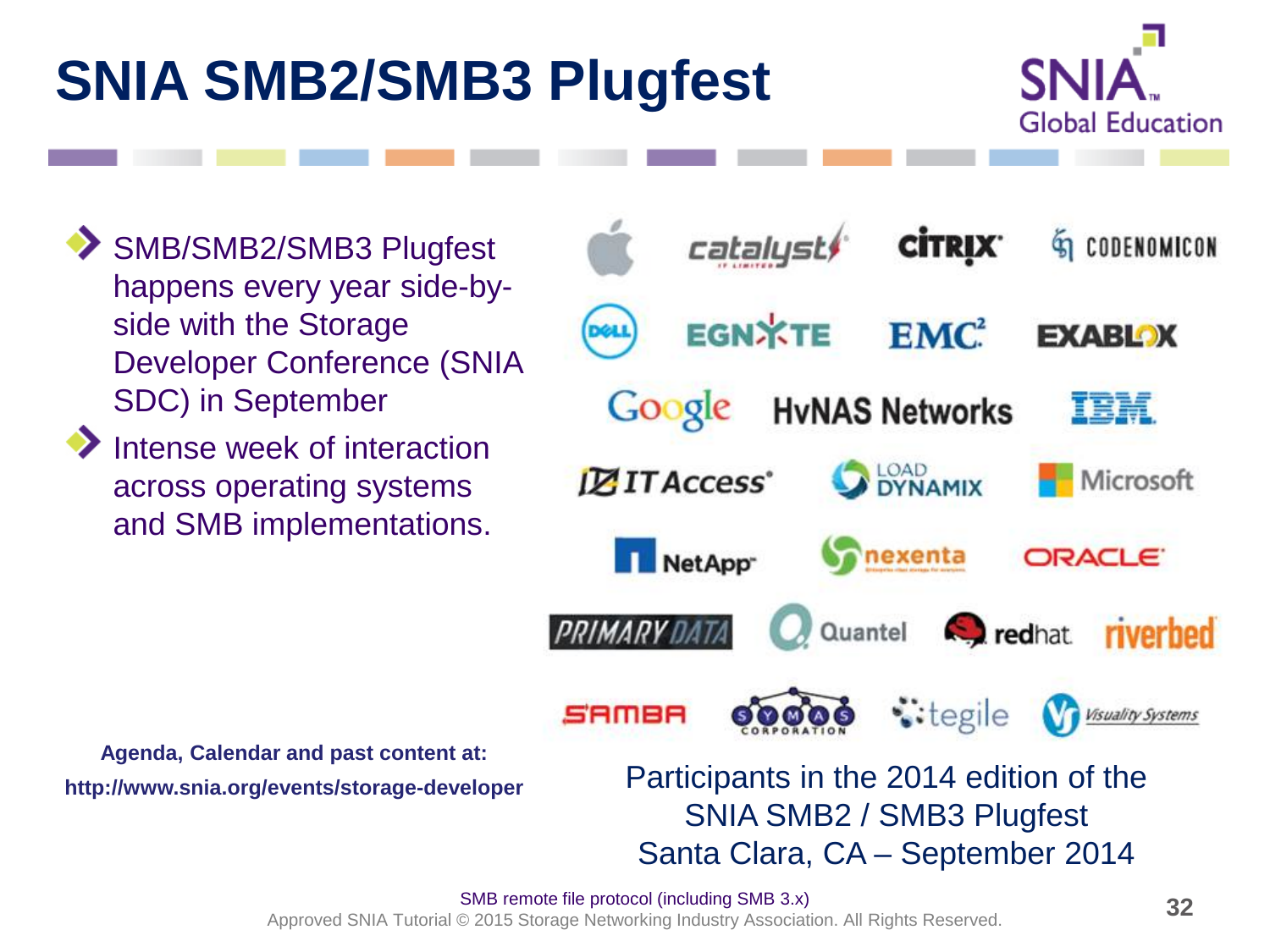# SNIA SMB2/SMB3 Plugfest

- SMB/SMB2/SMB3 Plugfest happens every year side-by-side with the Storage Developer Conference (SNIA SDC) in September
- Intense week of interaction across operating systems and SMB implementations.

Apple, catalyst, CITRIX, CODENOMICON, DELL, EGNYTE, EMC², EXABLOX, Google, HvNAS Networks, IBM, IT Access, LOAD DYNAMIX, Microsoft, NetApp, nexenta, ORACLE, PRIMARY DATA, Quantel, redhat, riverbed, SAMBA, SYMAS CORPORATION, tegile, Visuality Systems

Participants in the 2014 edition of the SNIA SMB2 / SMB3 Plugfest
Santa Clara, CA – September 2014

**Agenda, Calendar and past content at:**
**http://www.snia.org/events/storage-developer**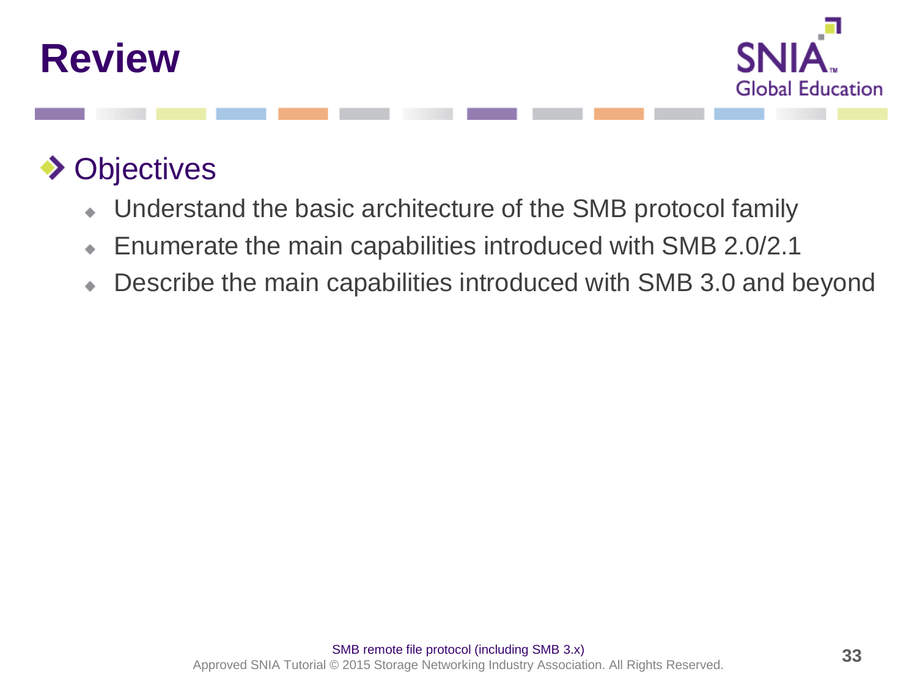# Review

## Objectives

- Understand the basic architecture of the SMB protocol family
- Enumerate the main capabilities introduced with SMB 2.0/2.1
- Describe the main capabilities introduced with SMB 3.0 and beyond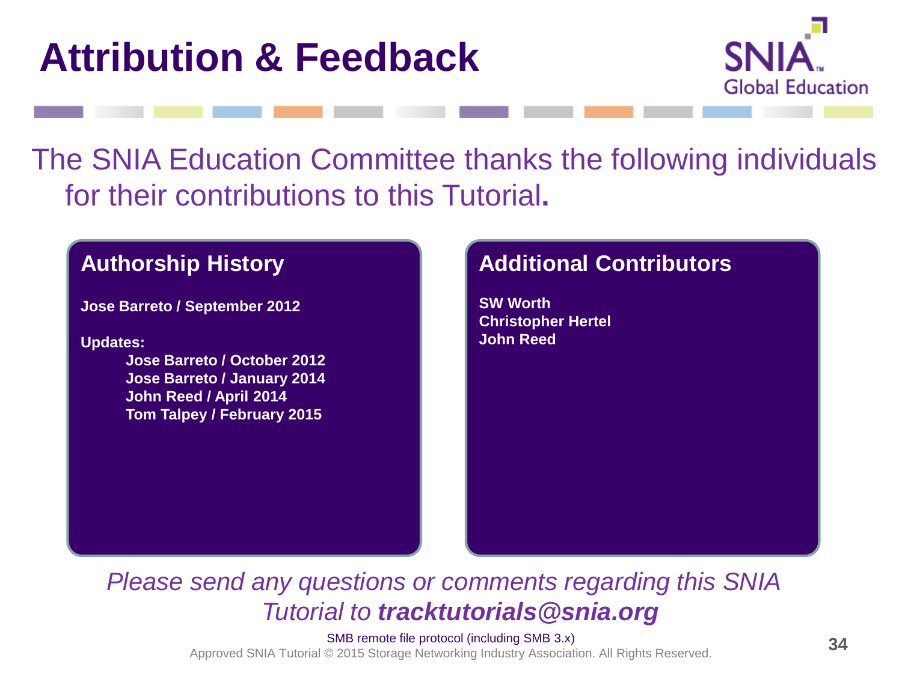# Attribution & Feedback

The SNIA Education Committee thanks the following individuals for their contributions to this Tutorial.

## Authorship History

**Jose Barreto / September 2012**

**Updates:**

- **Jose Barreto / October 2012**
- **Jose Barreto / January 2014**
- **John Reed / April 2014**
- **Tom Talpey / February 2015**

## Additional Contributors

**SW Worth**
**Christopher Hertel**
**John Reed**

*Please send any questions or comments regarding this SNIA Tutorial to* ***tracktutorials@snia.org***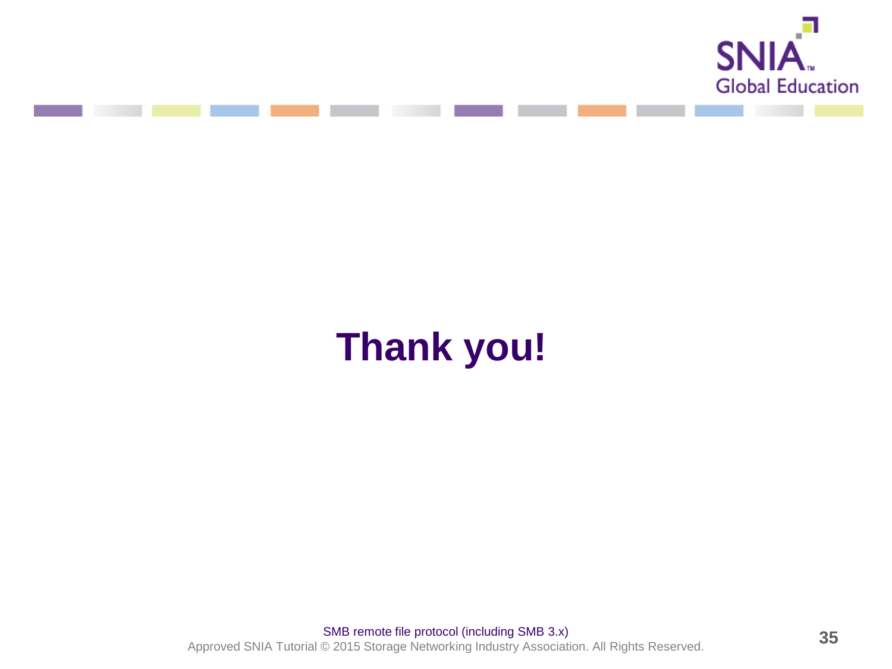# Thank you!